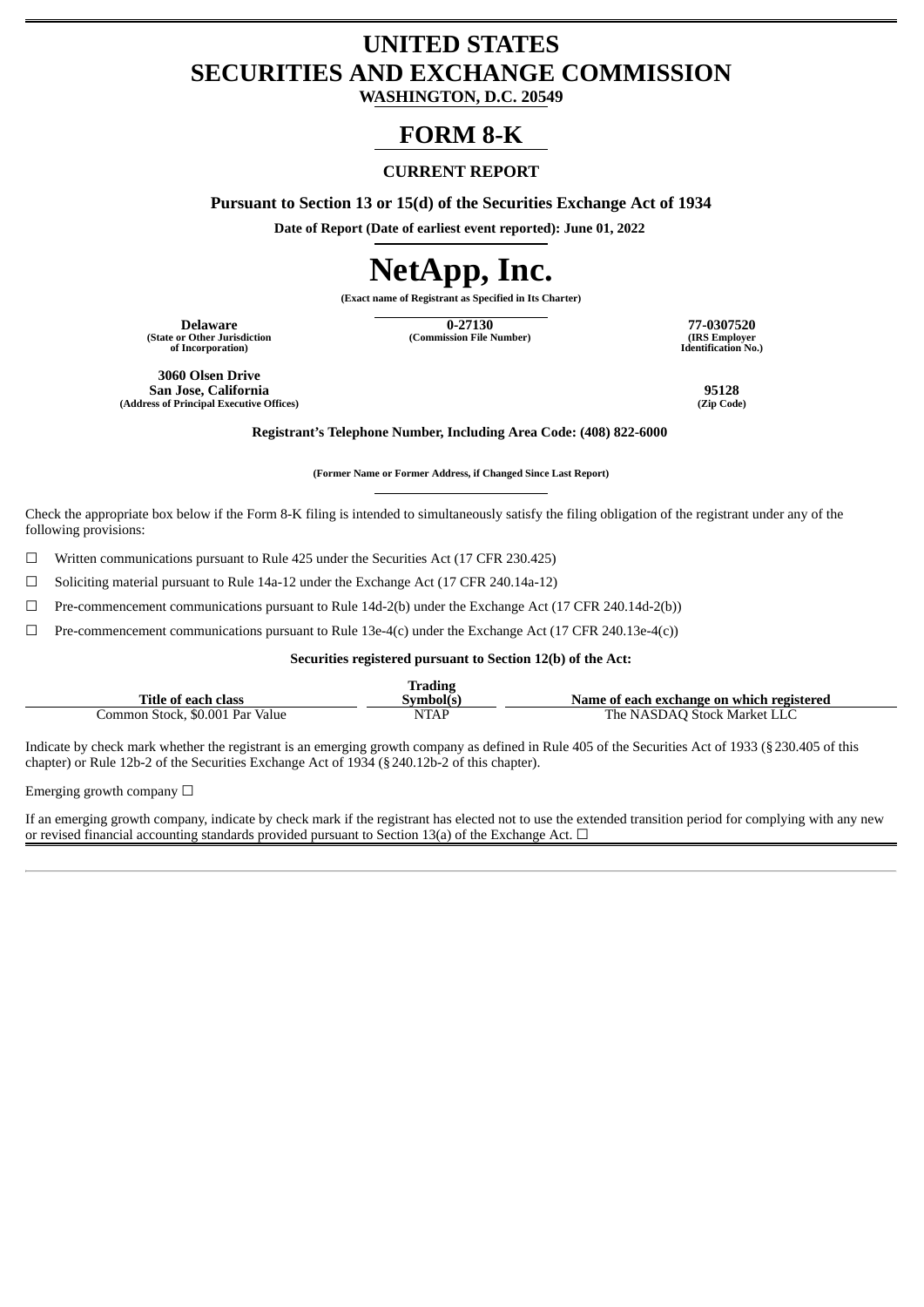# UNITED STATES
# SECURITIES AND EXCHANGE COMMISSION

**WASHINGTON, D.C. 20549**

# FORM 8-K

**CURRENT REPORT**

**Pursuant to Section 13 or 15(d) of the Securities Exchange Act of 1934**

**Date of Report (Date of earliest event reported): June 01, 2022**

# NetApp, Inc.

**(Exact name of Registrant as Specified in Its Charter)**

| **Delaware** | **0-27130** | **77-0307520** |
|---|---|---|
| **(State or Other Jurisdiction of Incorporation)** | **(Commission File Number)** | **(IRS Employer Identification No.)** |

| **3060 Olsen Drive San Jose, California** | **95128** |
|---|---|
| **(Address of Principal Executive Offices)** | **(Zip Code)** |

**Registrant's Telephone Number, Including Area Code: (408) 822-6000**

**(Former Name or Former Address, if Changed Since Last Report)**

Check the appropriate box below if the Form 8-K filing is intended to simultaneously satisfy the filing obligation of the registrant under any of the following provisions:

☐ Written communications pursuant to Rule 425 under the Securities Act (17 CFR 230.425)

☐ Soliciting material pursuant to Rule 14a-12 under the Exchange Act (17 CFR 240.14a-12)

☐ Pre-commencement communications pursuant to Rule 14d-2(b) under the Exchange Act (17 CFR 240.14d-2(b))

☐ Pre-commencement communications pursuant to Rule 13e-4(c) under the Exchange Act (17 CFR 240.13e-4(c))

**Securities registered pursuant to Section 12(b) of the Act:**

| Title of each class | Trading Symbol(s) | Name of each exchange on which registered |
|---|---|---|
| Common Stock, $0.001 Par Value | NTAP | The NASDAQ Stock Market LLC |

Indicate by check mark whether the registrant is an emerging growth company as defined in Rule 405 of the Securities Act of 1933 (§230.405 of this chapter) or Rule 12b-2 of the Securities Exchange Act of 1934 (§240.12b-2 of this chapter).

Emerging growth company ☐

If an emerging growth company, indicate by check mark if the registrant has elected not to use the extended transition period for complying with any new or revised financial accounting standards provided pursuant to Section 13(a) of the Exchange Act. ☐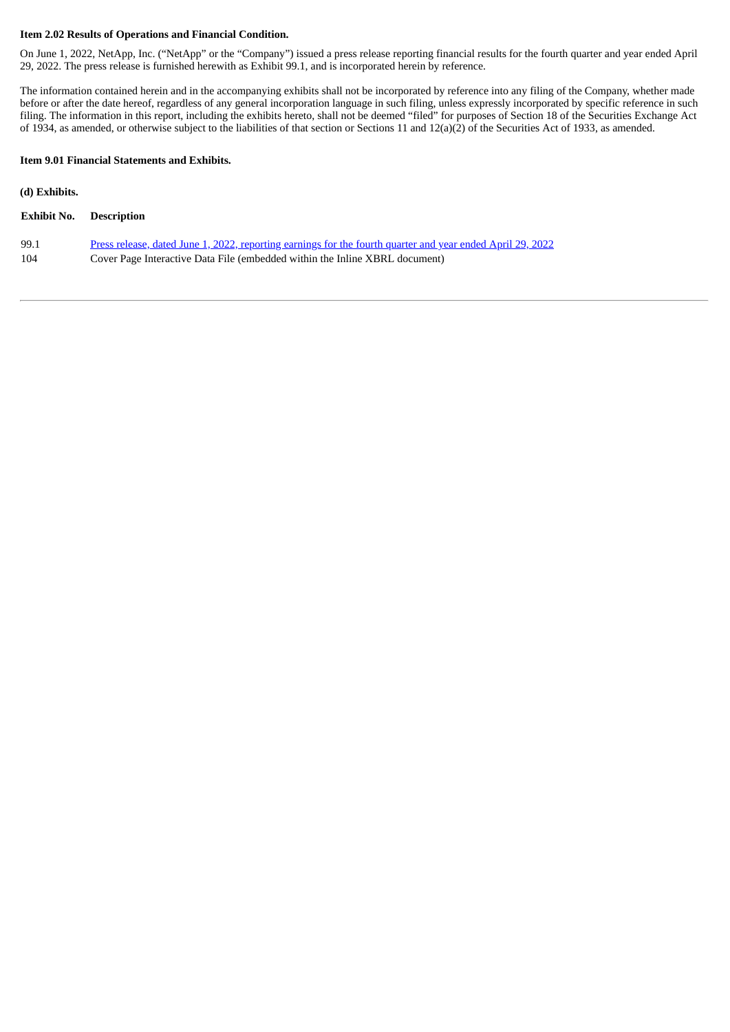**Item 2.02 Results of Operations and Financial Condition.**

On June 1, 2022, NetApp, Inc. ("NetApp" or the "Company") issued a press release reporting financial results for the fourth quarter and year ended April 29, 2022. The press release is furnished herewith as Exhibit 99.1, and is incorporated herein by reference.

The information contained herein and in the accompanying exhibits shall not be incorporated by reference into any filing of the Company, whether made before or after the date hereof, regardless of any general incorporation language in such filing, unless expressly incorporated by specific reference in such filing. The information in this report, including the exhibits hereto, shall not be deemed "filed" for purposes of Section 18 of the Securities Exchange Act of 1934, as amended, or otherwise subject to the liabilities of that section or Sections 11 and 12(a)(2) of the Securities Act of 1933, as amended.

**Item 9.01 Financial Statements and Exhibits.**

**(d) Exhibits.**

| Exhibit No. | Description |
| --- | --- |
| 99.1 | Press release, dated June 1, 2022, reporting earnings for the fourth quarter and year ended April 29, 2022 |
| 104 | Cover Page Interactive Data File (embedded within the Inline XBRL document) |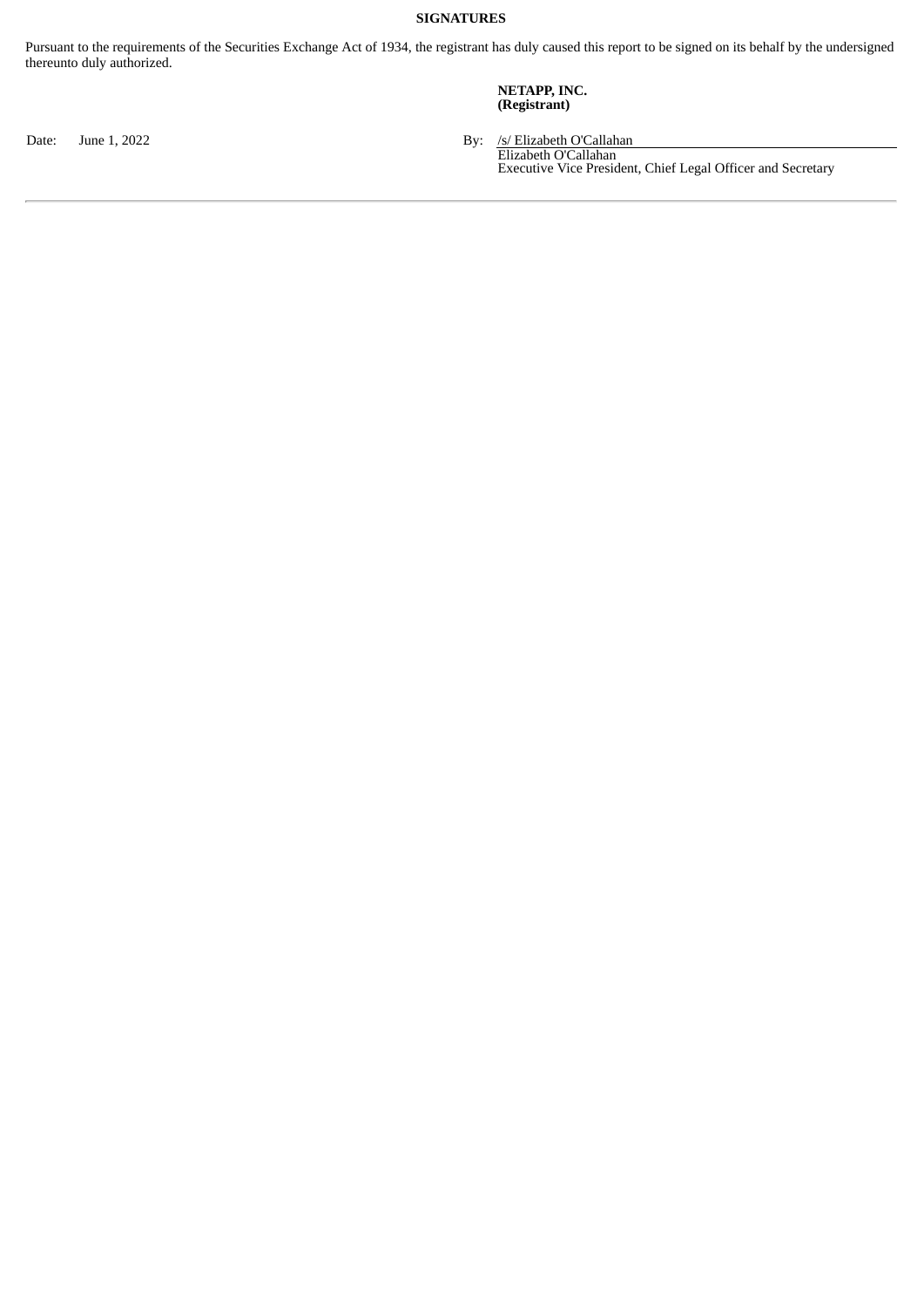**SIGNATURES**

Pursuant to the requirements of the Securities Exchange Act of 1934, the registrant has duly caused this report to be signed on its behalf by the undersigned thereunto duly authorized.

**NETAPP, INC.**
**(Registrant)**

Date: June 1, 2022

By: /s/ Elizabeth O'Callahan
Elizabeth O'Callahan
Executive Vice President, Chief Legal Officer and Secretary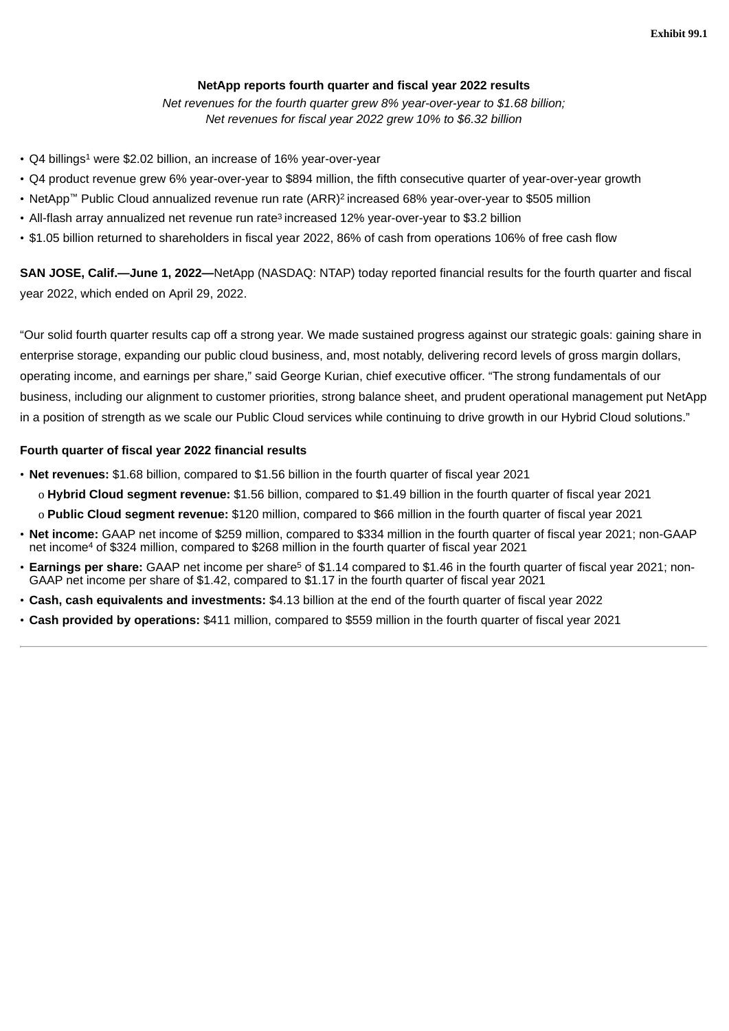**Exhibit 99.1**

**NetApp reports fourth quarter and fiscal year 2022 results**

*Net revenues for the fourth quarter grew 8% year-over-year to $1.68 billion;*
*Net revenues for fiscal year 2022 grew 10% to $6.32 billion*

- Q4 billings[1] were $2.02 billion, an increase of 16% year-over-year
- Q4 product revenue grew 6% year-over-year to $894 million, the fifth consecutive quarter of year-over-year growth
- NetApp™ Public Cloud annualized revenue run rate (ARR)[2] increased 68% year-over-year to $505 million
- All-flash array annualized net revenue run rate[3] increased 12% year-over-year to $3.2 billion
- $1.05 billion returned to shareholders in fiscal year 2022, 86% of cash from operations 106% of free cash flow

**SAN JOSE, Calif.—June 1, 2022—**NetApp (NASDAQ: NTAP) today reported financial results for the fourth quarter and fiscal year 2022, which ended on April 29, 2022.

"Our solid fourth quarter results cap off a strong year. We made sustained progress against our strategic goals: gaining share in enterprise storage, expanding our public cloud business, and, most notably, delivering record levels of gross margin dollars, operating income, and earnings per share," said George Kurian, chief executive officer. "The strong fundamentals of our business, including our alignment to customer priorities, strong balance sheet, and prudent operational management put NetApp in a position of strength as we scale our Public Cloud services while continuing to drive growth in our Hybrid Cloud solutions."

**Fourth quarter of fiscal year 2022 financial results**

- **Net revenues:** $1.68 billion, compared to $1.56 billion in the fourth quarter of fiscal year 2021
  - **Hybrid Cloud segment revenue:** $1.56 billion, compared to $1.49 billion in the fourth quarter of fiscal year 2021
  - **Public Cloud segment revenue:** $120 million, compared to $66 million in the fourth quarter of fiscal year 2021
- **Net income:** GAAP net income of $259 million, compared to $334 million in the fourth quarter of fiscal year 2021; non-GAAP net income[4] of $324 million, compared to $268 million in the fourth quarter of fiscal year 2021
- **Earnings per share:** GAAP net income per share[5] of $1.14 compared to $1.46 in the fourth quarter of fiscal year 2021; non-GAAP net income per share of $1.42, compared to $1.17 in the fourth quarter of fiscal year 2021
- **Cash, cash equivalents and investments:** $4.13 billion at the end of the fourth quarter of fiscal year 2022
- **Cash provided by operations:** $411 million, compared to $559 million in the fourth quarter of fiscal year 2021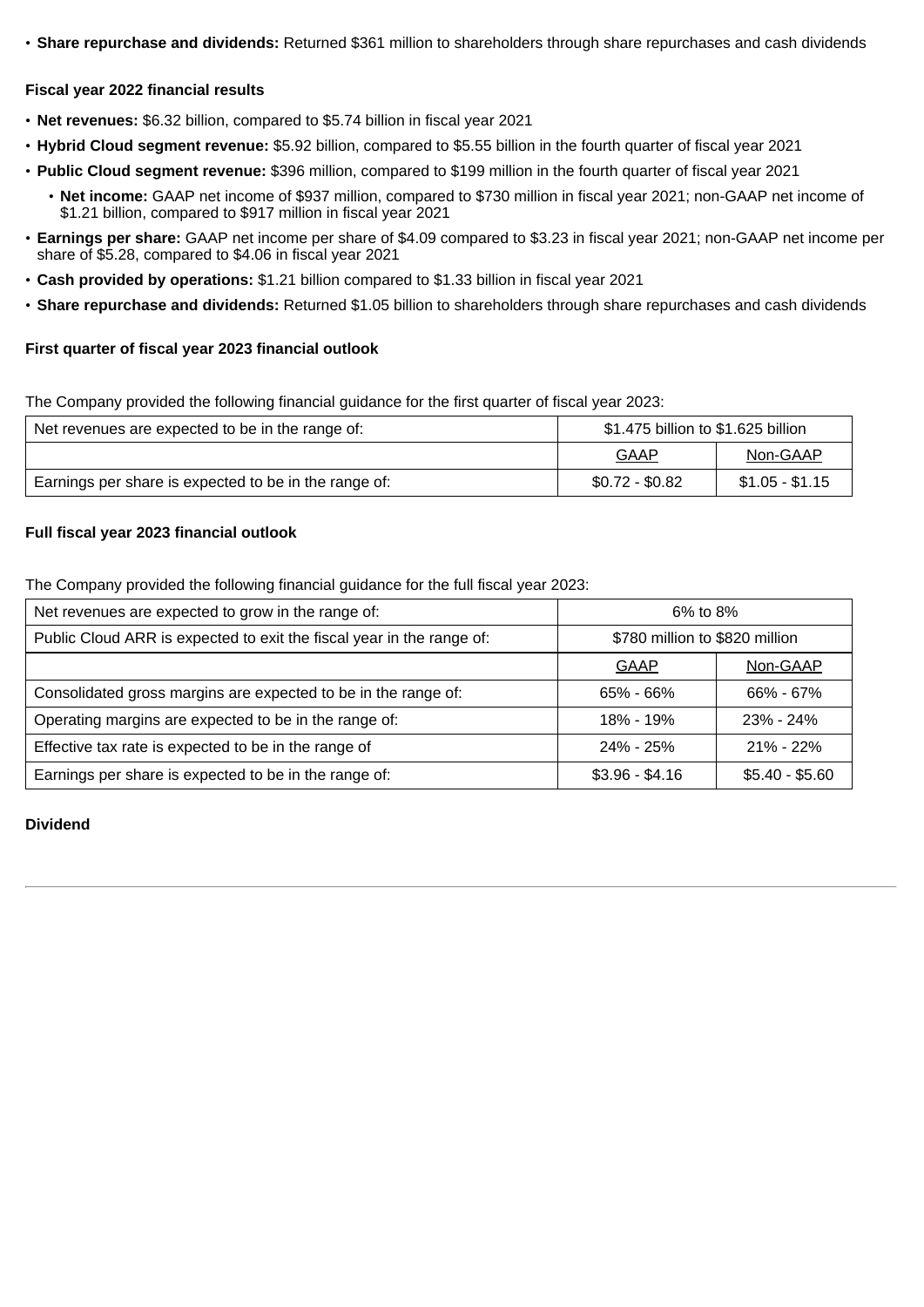- **Share repurchase and dividends:** Returned $361 million to shareholders through share repurchases and cash dividends

**Fiscal year 2022 financial results**

- **Net revenues:** $6.32 billion, compared to $5.74 billion in fiscal year 2021
- **Hybrid Cloud segment revenue:** $5.92 billion, compared to $5.55 billion in the fourth quarter of fiscal year 2021
- **Public Cloud segment revenue:** $396 million, compared to $199 million in the fourth quarter of fiscal year 2021
  - **Net income:** GAAP net income of $937 million, compared to $730 million in fiscal year 2021; non-GAAP net income of $1.21 billion, compared to $917 million in fiscal year 2021
- **Earnings per share:** GAAP net income per share of $4.09 compared to $3.23 in fiscal year 2021; non-GAAP net income per share of $5.28, compared to $4.06 in fiscal year 2021
- **Cash provided by operations:** $1.21 billion compared to $1.33 billion in fiscal year 2021
- **Share repurchase and dividends:** Returned $1.05 billion to shareholders through share repurchases and cash dividends

**First quarter of fiscal year 2023 financial outlook**

The Company provided the following financial guidance for the first quarter of fiscal year 2023:

| Net revenues are expected to be in the range of: | $1.475 billion to $1.625 billion | |
|---|---|---|
| | GAAP | Non-GAAP |
| Earnings per share is expected to be in the range of: | $0.72 - $0.82 | $1.05 - $1.15 |

**Full fiscal year 2023 financial outlook**

The Company provided the following financial guidance for the full fiscal year 2023:

| Net revenues are expected to grow in the range of: | 6% to 8% | |
|---|---|---|
| Public Cloud ARR is expected to exit the fiscal year in the range of: | $780 million to $820 million | |
| | GAAP | Non-GAAP |
| Consolidated gross margins are expected to be in the range of: | 65% - 66% | 66% - 67% |
| Operating margins are expected to be in the range of: | 18% - 19% | 23% - 24% |
| Effective tax rate is expected to be in the range of | 24% - 25% | 21% - 22% |
| Earnings per share is expected to be in the range of: | $3.96 - $4.16 | $5.40 - $5.60 |

**Dividend**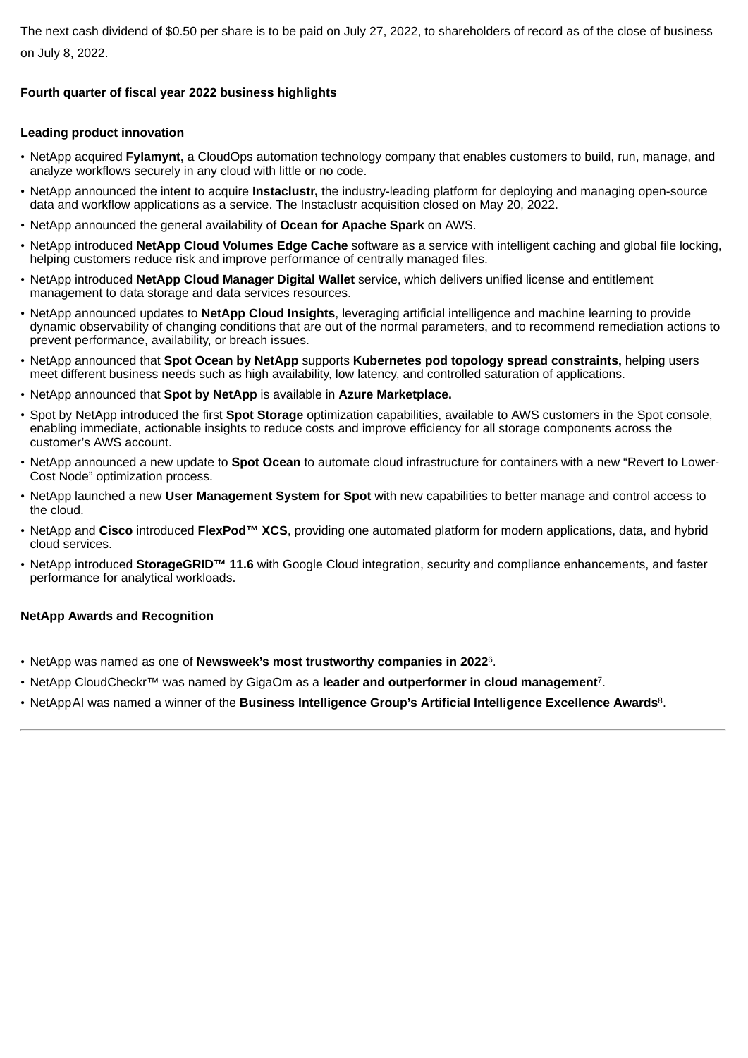The next cash dividend of $0.50 per share is to be paid on July 27, 2022, to shareholders of record as of the close of business on July 8, 2022.

**Fourth quarter of fiscal year 2022 business highlights**

**Leading product innovation**

- NetApp acquired **Fylamynt,** a CloudOps automation technology company that enables customers to build, run, manage, and analyze workflows securely in any cloud with little or no code.
- NetApp announced the intent to acquire **Instaclustr,** the industry-leading platform for deploying and managing open-source data and workflow applications as a service. The Instaclustr acquisition closed on May 20, 2022.
- NetApp announced the general availability of **Ocean for Apache Spark** on AWS.
- NetApp introduced **NetApp Cloud Volumes Edge Cache** software as a service with intelligent caching and global file locking, helping customers reduce risk and improve performance of centrally managed files.
- NetApp introduced **NetApp Cloud Manager Digital Wallet** service, which delivers unified license and entitlement management to data storage and data services resources.
- NetApp announced updates to **NetApp Cloud Insights**, leveraging artificial intelligence and machine learning to provide dynamic observability of changing conditions that are out of the normal parameters, and to recommend remediation actions to prevent performance, availability, or breach issues.
- NetApp announced that **Spot Ocean by NetApp** supports **Kubernetes pod topology spread constraints,** helping users meet different business needs such as high availability, low latency, and controlled saturation of applications.
- NetApp announced that **Spot by NetApp** is available in **Azure Marketplace.**
- Spot by NetApp introduced the first **Spot Storage** optimization capabilities, available to AWS customers in the Spot console, enabling immediate, actionable insights to reduce costs and improve efficiency for all storage components across the customer's AWS account.
- NetApp announced a new update to **Spot Ocean** to automate cloud infrastructure for containers with a new "Revert to Lower-Cost Node" optimization process.
- NetApp launched a new **User Management System for Spot** with new capabilities to better manage and control access to the cloud.
- NetApp and **Cisco** introduced **FlexPod™ XCS**, providing one automated platform for modern applications, data, and hybrid cloud services.
- NetApp introduced **StorageGRID™ 11.6** with Google Cloud integration, security and compliance enhancements, and faster performance for analytical workloads.

**NetApp Awards and Recognition**

- NetApp was named as one of **Newsweek's most trustworthy companies in 2022**[6].
- NetApp CloudCheckr™ was named by GigaOm as a **leader and outperformer in cloud management**[7].
- NetAppAI was named a winner of the **Business Intelligence Group's Artificial Intelligence Excellence Awards**[8].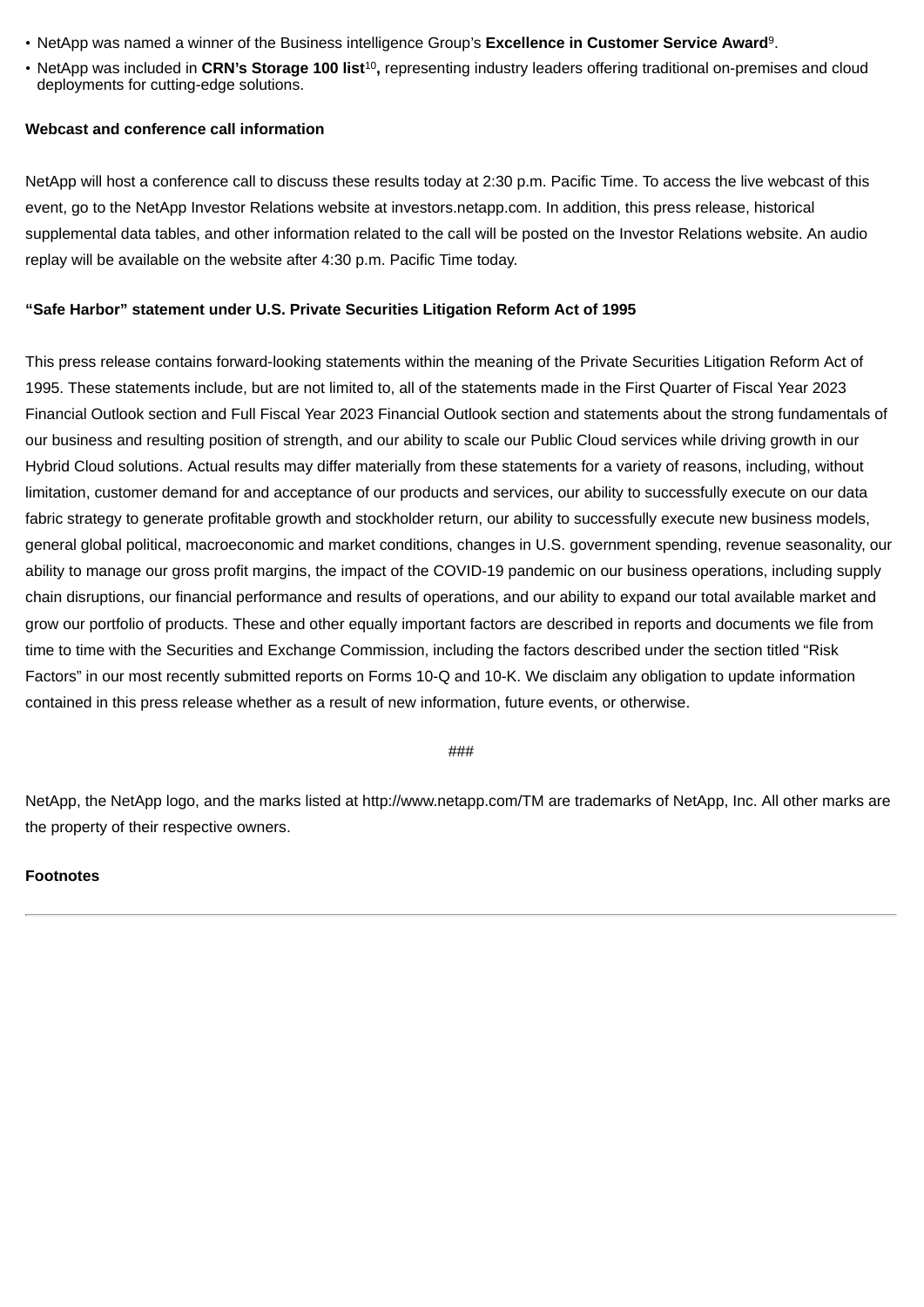- NetApp was named a winner of the Business intelligence Group's **Excellence in Customer Service Award**[9].
- NetApp was included in **CRN's Storage 100 list**[10]**,** representing industry leaders offering traditional on-premises and cloud deployments for cutting-edge solutions.

**Webcast and conference call information**

NetApp will host a conference call to discuss these results today at 2:30 p.m. Pacific Time. To access the live webcast of this event, go to the NetApp Investor Relations website at investors.netapp.com. In addition, this press release, historical supplemental data tables, and other information related to the call will be posted on the Investor Relations website. An audio replay will be available on the website after 4:30 p.m. Pacific Time today.

**"Safe Harbor" statement under U.S. Private Securities Litigation Reform Act of 1995**

This press release contains forward-looking statements within the meaning of the Private Securities Litigation Reform Act of 1995. These statements include, but are not limited to, all of the statements made in the First Quarter of Fiscal Year 2023 Financial Outlook section and Full Fiscal Year 2023 Financial Outlook section and statements about the strong fundamentals of our business and resulting position of strength, and our ability to scale our Public Cloud services while driving growth in our Hybrid Cloud solutions. Actual results may differ materially from these statements for a variety of reasons, including, without limitation, customer demand for and acceptance of our products and services, our ability to successfully execute on our data fabric strategy to generate profitable growth and stockholder return, our ability to successfully execute new business models, general global political, macroeconomic and market conditions, changes in U.S. government spending, revenue seasonality, our ability to manage our gross profit margins, the impact of the COVID-19 pandemic on our business operations, including supply chain disruptions, our financial performance and results of operations, and our ability to expand our total available market and grow our portfolio of products. These and other equally important factors are described in reports and documents we file from time to time with the Securities and Exchange Commission, including the factors described under the section titled "Risk Factors" in our most recently submitted reports on Forms 10-Q and 10-K. We disclaim any obligation to update information contained in this press release whether as a result of new information, future events, or otherwise.

###

NetApp, the NetApp logo, and the marks listed at http://www.netapp.com/TM are trademarks of NetApp, Inc. All other marks are the property of their respective owners.

**Footnotes**

---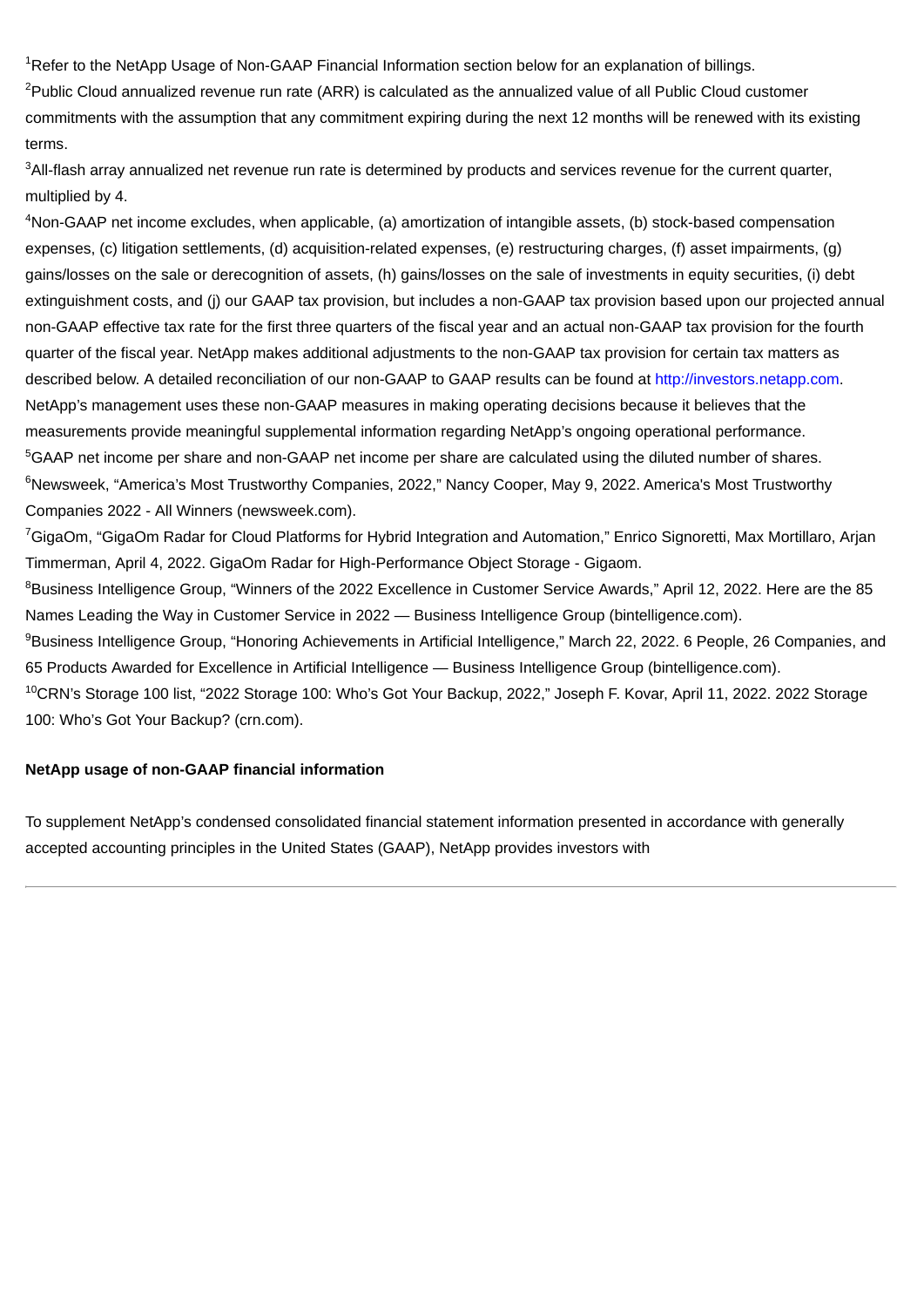[1]Refer to the NetApp Usage of Non-GAAP Financial Information section below for an explanation of billings.

[2]Public Cloud annualized revenue run rate (ARR) is calculated as the annualized value of all Public Cloud customer commitments with the assumption that any commitment expiring during the next 12 months will be renewed with its existing terms.

[3]All-flash array annualized net revenue run rate is determined by products and services revenue for the current quarter, multiplied by 4.

[4]Non-GAAP net income excludes, when applicable, (a) amortization of intangible assets, (b) stock-based compensation expenses, (c) litigation settlements, (d) acquisition-related expenses, (e) restructuring charges, (f) asset impairments, (g) gains/losses on the sale or derecognition of assets, (h) gains/losses on the sale of investments in equity securities, (i) debt extinguishment costs, and (j) our GAAP tax provision, but includes a non-GAAP tax provision based upon our projected annual non-GAAP effective tax rate for the first three quarters of the fiscal year and an actual non-GAAP tax provision for the fourth quarter of the fiscal year. NetApp makes additional adjustments to the non-GAAP tax provision for certain tax matters as described below. A detailed reconciliation of our non-GAAP to GAAP results can be found at http://investors.netapp.com. NetApp's management uses these non-GAAP measures in making operating decisions because it believes that the measurements provide meaningful supplemental information regarding NetApp's ongoing operational performance.

[5]GAAP net income per share and non-GAAP net income per share are calculated using the diluted number of shares.

[6]Newsweek, "America's Most Trustworthy Companies, 2022," Nancy Cooper, May 9, 2022. America's Most Trustworthy Companies 2022 - All Winners (newsweek.com).

[7]GigaOm, "GigaOm Radar for Cloud Platforms for Hybrid Integration and Automation," Enrico Signoretti, Max Mortillaro, Arjan Timmerman, April 4, 2022. GigaOm Radar for High-Performance Object Storage - Gigaom.

[8]Business Intelligence Group, "Winners of the 2022 Excellence in Customer Service Awards," April 12, 2022. Here are the 85 Names Leading the Way in Customer Service in 2022 — Business Intelligence Group (bintelligence.com).

[9]Business Intelligence Group, "Honoring Achievements in Artificial Intelligence," March 22, 2022. 6 People, 26 Companies, and 65 Products Awarded for Excellence in Artificial Intelligence — Business Intelligence Group (bintelligence.com).

[10]CRN's Storage 100 list, "2022 Storage 100: Who's Got Your Backup, 2022," Joseph F. Kovar, April 11, 2022. 2022 Storage 100: Who's Got Your Backup? (crn.com).

**NetApp usage of non-GAAP financial information**

To supplement NetApp's condensed consolidated financial statement information presented in accordance with generally accepted accounting principles in the United States (GAAP), NetApp provides investors with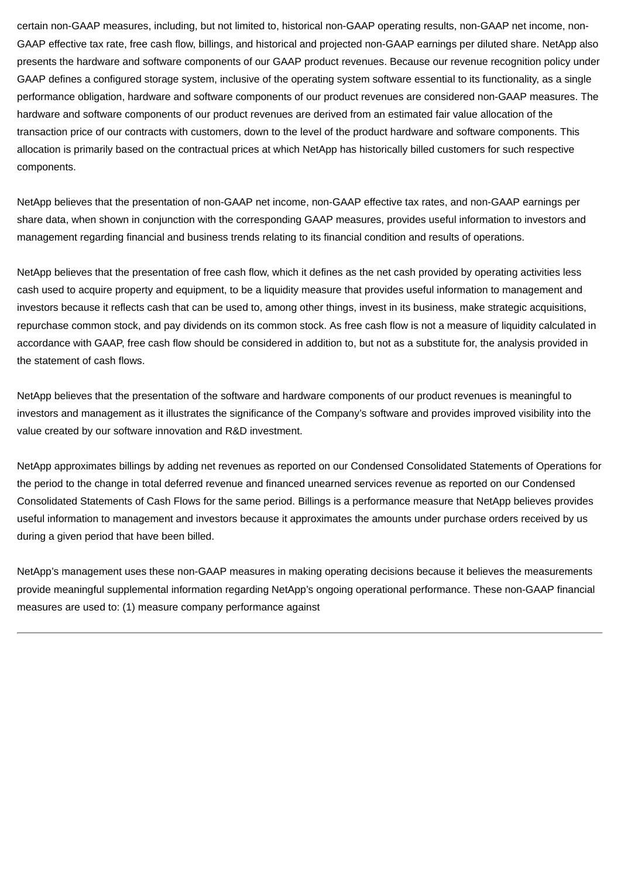certain non-GAAP measures, including, but not limited to, historical non-GAAP operating results, non-GAAP net income, non-GAAP effective tax rate, free cash flow, billings, and historical and projected non-GAAP earnings per diluted share. NetApp also presents the hardware and software components of our GAAP product revenues. Because our revenue recognition policy under GAAP defines a configured storage system, inclusive of the operating system software essential to its functionality, as a single performance obligation, hardware and software components of our product revenues are considered non-GAAP measures. The hardware and software components of our product revenues are derived from an estimated fair value allocation of the transaction price of our contracts with customers, down to the level of the product hardware and software components. This allocation is primarily based on the contractual prices at which NetApp has historically billed customers for such respective components.

NetApp believes that the presentation of non-GAAP net income, non-GAAP effective tax rates, and non-GAAP earnings per share data, when shown in conjunction with the corresponding GAAP measures, provides useful information to investors and management regarding financial and business trends relating to its financial condition and results of operations.

NetApp believes that the presentation of free cash flow, which it defines as the net cash provided by operating activities less cash used to acquire property and equipment, to be a liquidity measure that provides useful information to management and investors because it reflects cash that can be used to, among other things, invest in its business, make strategic acquisitions, repurchase common stock, and pay dividends on its common stock. As free cash flow is not a measure of liquidity calculated in accordance with GAAP, free cash flow should be considered in addition to, but not as a substitute for, the analysis provided in the statement of cash flows.

NetApp believes that the presentation of the software and hardware components of our product revenues is meaningful to investors and management as it illustrates the significance of the Company's software and provides improved visibility into the value created by our software innovation and R&D investment.

NetApp approximates billings by adding net revenues as reported on our Condensed Consolidated Statements of Operations for the period to the change in total deferred revenue and financed unearned services revenue as reported on our Condensed Consolidated Statements of Cash Flows for the same period. Billings is a performance measure that NetApp believes provides useful information to management and investors because it approximates the amounts under purchase orders received by us during a given period that have been billed.

NetApp's management uses these non-GAAP measures in making operating decisions because it believes the measurements provide meaningful supplemental information regarding NetApp's ongoing operational performance. These non-GAAP financial measures are used to: (1) measure company performance against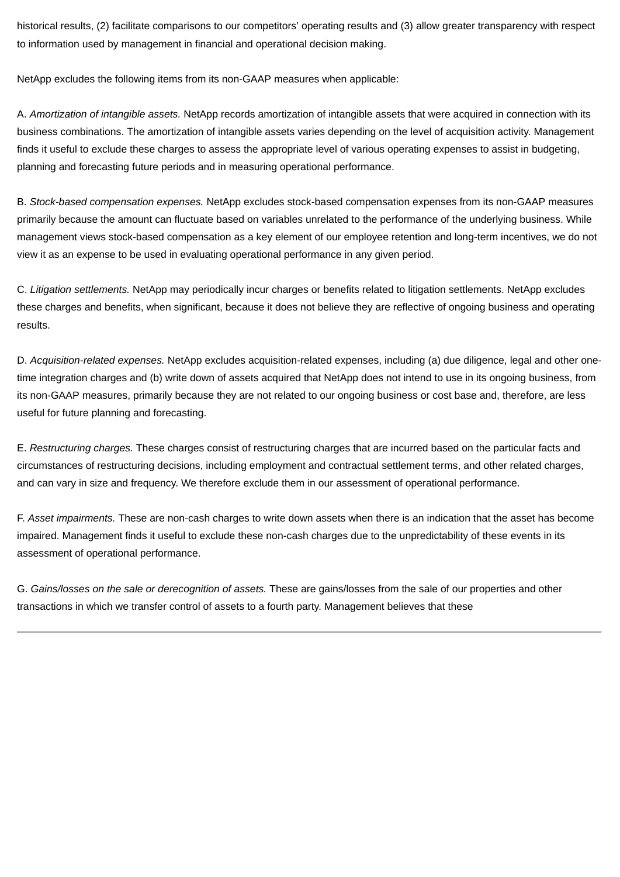historical results, (2) facilitate comparisons to our competitors' operating results and (3) allow greater transparency with respect to information used by management in financial and operational decision making.

NetApp excludes the following items from its non-GAAP measures when applicable:

A. *Amortization of intangible assets.* NetApp records amortization of intangible assets that were acquired in connection with its business combinations. The amortization of intangible assets varies depending on the level of acquisition activity. Management finds it useful to exclude these charges to assess the appropriate level of various operating expenses to assist in budgeting, planning and forecasting future periods and in measuring operational performance.

B. *Stock-based compensation expenses.* NetApp excludes stock-based compensation expenses from its non-GAAP measures primarily because the amount can fluctuate based on variables unrelated to the performance of the underlying business. While management views stock-based compensation as a key element of our employee retention and long-term incentives, we do not view it as an expense to be used in evaluating operational performance in any given period.

C. *Litigation settlements.* NetApp may periodically incur charges or benefits related to litigation settlements. NetApp excludes these charges and benefits, when significant, because it does not believe they are reflective of ongoing business and operating results.

D. *Acquisition-related expenses.* NetApp excludes acquisition-related expenses, including (a) due diligence, legal and other one-time integration charges and (b) write down of assets acquired that NetApp does not intend to use in its ongoing business, from its non-GAAP measures, primarily because they are not related to our ongoing business or cost base and, therefore, are less useful for future planning and forecasting.

E. *Restructuring charges.* These charges consist of restructuring charges that are incurred based on the particular facts and circumstances of restructuring decisions, including employment and contractual settlement terms, and other related charges, and can vary in size and frequency. We therefore exclude them in our assessment of operational performance.

F. *Asset impairments.* These are non-cash charges to write down assets when there is an indication that the asset has become impaired. Management finds it useful to exclude these non-cash charges due to the unpredictability of these events in its assessment of operational performance.

G. *Gains/losses on the sale or derecognition of assets.* These are gains/losses from the sale of our properties and other transactions in which we transfer control of assets to a fourth party. Management believes that these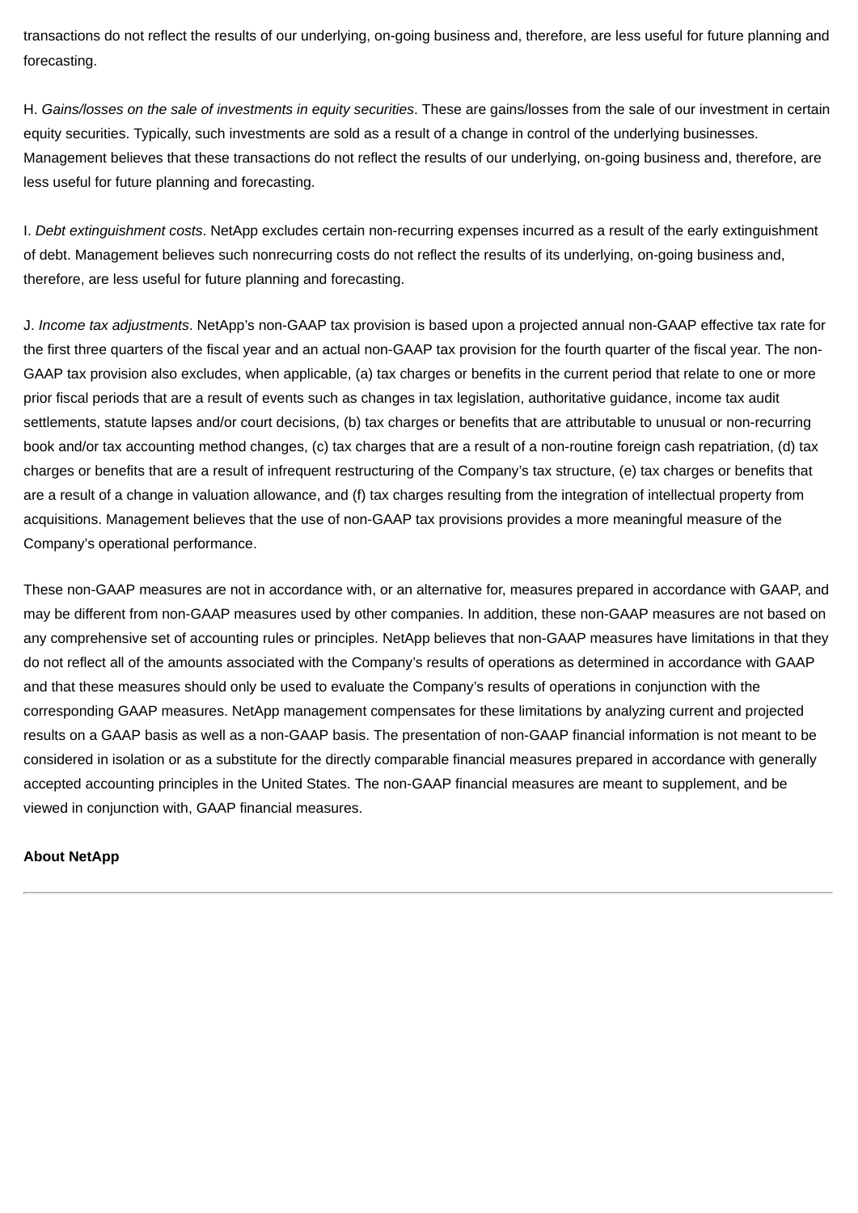transactions do not reflect the results of our underlying, on-going business and, therefore, are less useful for future planning and forecasting.

H. *Gains/losses on the sale of investments in equity securities*. These are gains/losses from the sale of our investment in certain equity securities. Typically, such investments are sold as a result of a change in control of the underlying businesses. Management believes that these transactions do not reflect the results of our underlying, on-going business and, therefore, are less useful for future planning and forecasting.

I. *Debt extinguishment costs*. NetApp excludes certain non-recurring expenses incurred as a result of the early extinguishment of debt. Management believes such nonrecurring costs do not reflect the results of its underlying, on-going business and, therefore, are less useful for future planning and forecasting.

J. *Income tax adjustments*. NetApp's non-GAAP tax provision is based upon a projected annual non-GAAP effective tax rate for the first three quarters of the fiscal year and an actual non-GAAP tax provision for the fourth quarter of the fiscal year. The non-GAAP tax provision also excludes, when applicable, (a) tax charges or benefits in the current period that relate to one or more prior fiscal periods that are a result of events such as changes in tax legislation, authoritative guidance, income tax audit settlements, statute lapses and/or court decisions, (b) tax charges or benefits that are attributable to unusual or non-recurring book and/or tax accounting method changes, (c) tax charges that are a result of a non-routine foreign cash repatriation, (d) tax charges or benefits that are a result of infrequent restructuring of the Company's tax structure, (e) tax charges or benefits that are a result of a change in valuation allowance, and (f) tax charges resulting from the integration of intellectual property from acquisitions. Management believes that the use of non-GAAP tax provisions provides a more meaningful measure of the Company's operational performance.

These non-GAAP measures are not in accordance with, or an alternative for, measures prepared in accordance with GAAP, and may be different from non-GAAP measures used by other companies. In addition, these non-GAAP measures are not based on any comprehensive set of accounting rules or principles. NetApp believes that non-GAAP measures have limitations in that they do not reflect all of the amounts associated with the Company's results of operations as determined in accordance with GAAP and that these measures should only be used to evaluate the Company's results of operations in conjunction with the corresponding GAAP measures. NetApp management compensates for these limitations by analyzing current and projected results on a GAAP basis as well as a non-GAAP basis. The presentation of non-GAAP financial information is not meant to be considered in isolation or as a substitute for the directly comparable financial measures prepared in accordance with generally accepted accounting principles in the United States. The non-GAAP financial measures are meant to supplement, and be viewed in conjunction with, GAAP financial measures.

**About NetApp**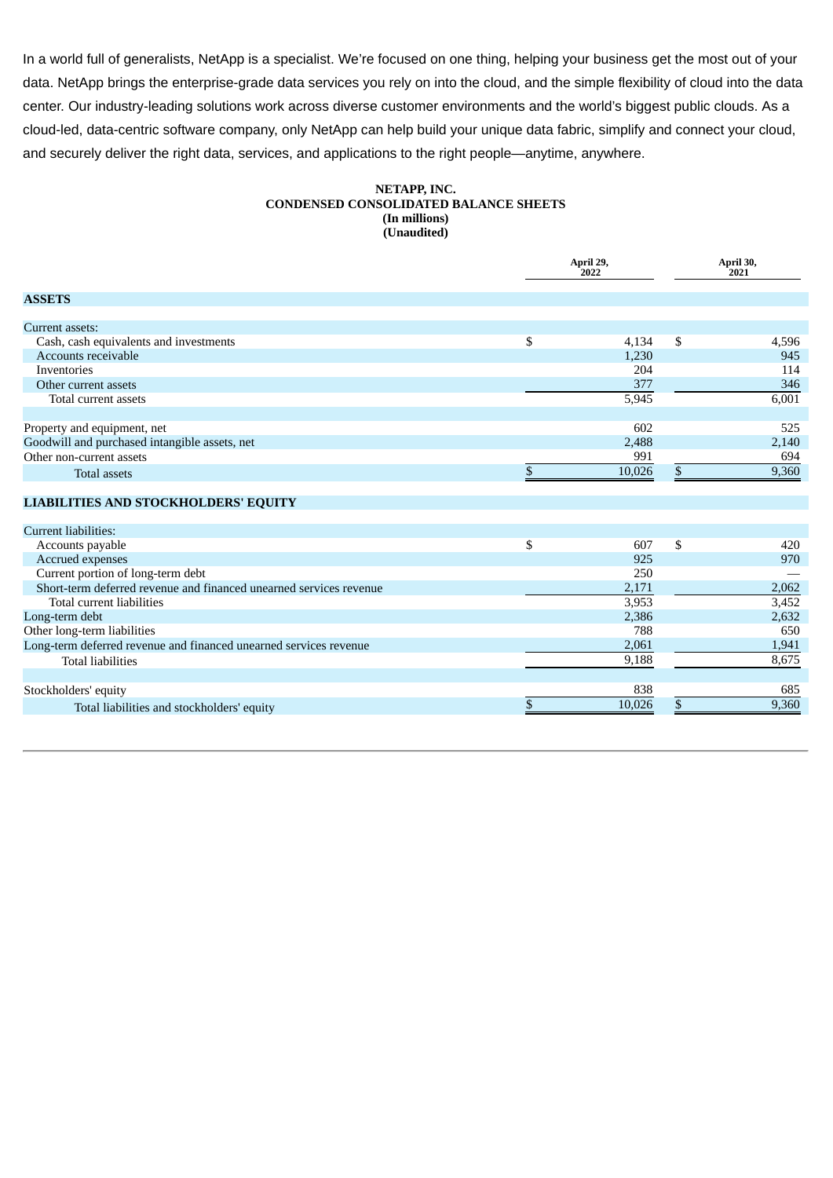In a world full of generalists, NetApp is a specialist. We're focused on one thing, helping your business get the most out of your data. NetApp brings the enterprise-grade data services you rely on into the cloud, and the simple flexibility of cloud into the data center. Our industry-leading solutions work across diverse customer environments and the world's biggest public clouds. As a cloud-led, data-centric software company, only NetApp can help build your unique data fabric, simplify and connect your cloud, and securely deliver the right data, services, and applications to the right people—anytime, anywhere.

**NETAPP, INC.**
**CONDENSED CONSOLIDATED BALANCE SHEETS**
**(In millions)**
**(Unaudited)**

| | April 29, 2022 | April 30, 2021 |
|---|---|---|
| **ASSETS** | | |
| Current assets: | | |
| Cash, cash equivalents and investments | $ 4,134 | $ 4,596 |
| Accounts receivable | 1,230 | 945 |
| Inventories | 204 | 114 |
| Other current assets | 377 | 346 |
| Total current assets | 5,945 | 6,001 |
| Property and equipment, net | 602 | 525 |
| Goodwill and purchased intangible assets, net | 2,488 | 2,140 |
| Other non-current assets | 991 | 694 |
| Total assets | $ 10,026 | $ 9,360 |
| **LIABILITIES AND STOCKHOLDERS' EQUITY** | | |
| Current liabilities: | | |
| Accounts payable | $ 607 | $ 420 |
| Accrued expenses | 925 | 970 |
| Current portion of long-term debt | 250 | — |
| Short-term deferred revenue and financed unearned services revenue | 2,171 | 2,062 |
| Total current liabilities | 3,953 | 3,452 |
| Long-term debt | 2,386 | 2,632 |
| Other long-term liabilities | 788 | 650 |
| Long-term deferred revenue and financed unearned services revenue | 2,061 | 1,941 |
| Total liabilities | 9,188 | 8,675 |
| Stockholders' equity | 838 | 685 |
| Total liabilities and stockholders' equity | $ 10,026 | $ 9,360 |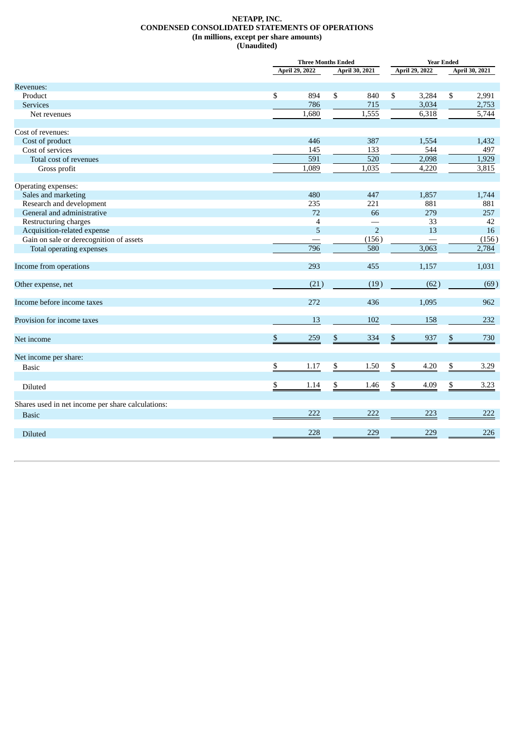# NETAPP, INC.
## CONDENSED CONSOLIDATED STATEMENTS OF OPERATIONS
### (In millions, except per share amounts)
### (Unaudited)

| | Three Months Ended | | Year Ended | |
|---|---|---|---|---|
| | April 29, 2022 | April 30, 2021 | April 29, 2022 | April 30, 2021 |
| Revenues: | | | | |
| Product | $ 894 | $ 840 | $ 3,284 | $ 2,991 |
| Services | 786 | 715 | 3,034 | 2,753 |
| Net revenues | 1,680 | 1,555 | 6,318 | 5,744 |
| Cost of revenues: | | | | |
| Cost of product | 446 | 387 | 1,554 | 1,432 |
| Cost of services | 145 | 133 | 544 | 497 |
| Total cost of revenues | 591 | 520 | 2,098 | 1,929 |
| Gross profit | 1,089 | 1,035 | 4,220 | 3,815 |
| Operating expenses: | | | | |
| Sales and marketing | 480 | 447 | 1,857 | 1,744 |
| Research and development | 235 | 221 | 881 | 881 |
| General and administrative | 72 | 66 | 279 | 257 |
| Restructuring charges | 4 | — | 33 | 42 |
| Acquisition-related expense | 5 | 2 | 13 | 16 |
| Gain on sale or derecognition of assets | — | (156) | — | (156) |
| Total operating expenses | 796 | 580 | 3,063 | 2,784 |
| Income from operations | 293 | 455 | 1,157 | 1,031 |
| Other expense, net | (21) | (19) | (62) | (69) |
| Income before income taxes | 272 | 436 | 1,095 | 962 |
| Provision for income taxes | 13 | 102 | 158 | 232 |
| Net income | $ 259 | $ 334 | $ 937 | $ 730 |
| Net income per share: | | | | |
| Basic | $ 1.17 | $ 1.50 | $ 4.20 | $ 3.29 |
| Diluted | $ 1.14 | $ 1.46 | $ 4.09 | $ 3.23 |
| Shares used in net income per share calculations: | | | | |
| Basic | 222 | 222 | 223 | 222 |
| Diluted | 228 | 229 | 229 | 226 |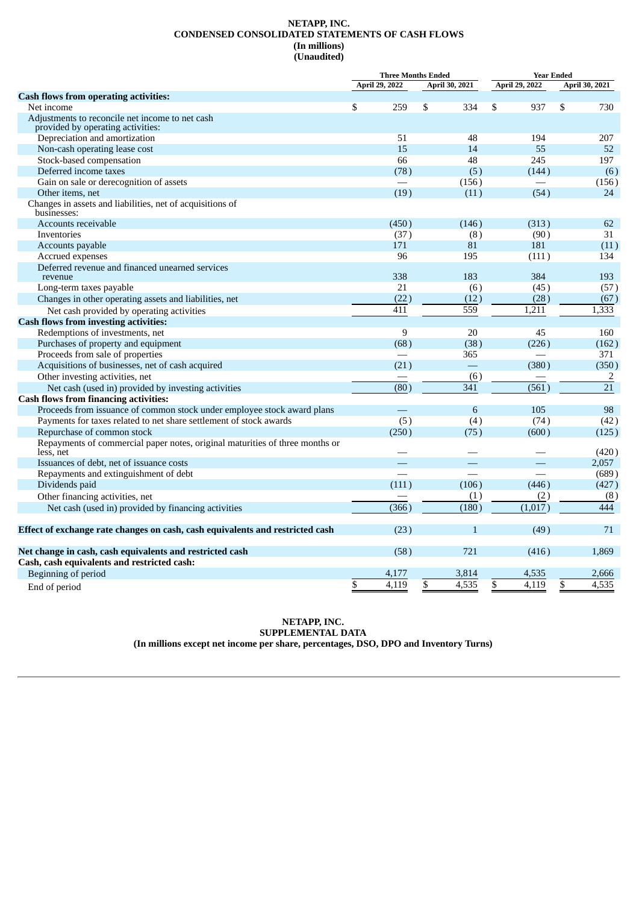# NETAPP, INC.
## CONDENSED CONSOLIDATED STATEMENTS OF CASH FLOWS
### (In millions)
### (Unaudited)

| | Three Months Ended | | Year Ended | |
|---|---|---|---|---|
| | April 29, 2022 | April 30, 2021 | April 29, 2022 | April 30, 2021 |
| **Cash flows from operating activities:** | | | | |
| Net income | $ 259 | $ 334 | $ 937 | $ 730 |
| Adjustments to reconcile net income to net cash provided by operating activities: | | | | |
| Depreciation and amortization | 51 | 48 | 194 | 207 |
| Non-cash operating lease cost | 15 | 14 | 55 | 52 |
| Stock-based compensation | 66 | 48 | 245 | 197 |
| Deferred income taxes | (78) | (5) | (144) | (6) |
| Gain on sale or derecognition of assets | — | (156) | — | (156) |
| Other items, net | (19) | (11) | (54) | 24 |
| Changes in assets and liabilities, net of acquisitions of businesses: | | | | |
| Accounts receivable | (450) | (146) | (313) | 62 |
| Inventories | (37) | (8) | (90) | 31 |
| Accounts payable | 171 | 81 | 181 | (11) |
| Accrued expenses | 96 | 195 | (111) | 134 |
| Deferred revenue and financed unearned services revenue | 338 | 183 | 384 | 193 |
| Long-term taxes payable | 21 | (6) | (45) | (57) |
| Changes in other operating assets and liabilities, net | (22) | (12) | (28) | (67) |
| Net cash provided by operating activities | 411 | 559 | 1,211 | 1,333 |
| **Cash flows from investing activities:** | | | | |
| Redemptions of investments, net | 9 | 20 | 45 | 160 |
| Purchases of property and equipment | (68) | (38) | (226) | (162) |
| Proceeds from sale of properties | — | 365 | — | 371 |
| Acquisitions of businesses, net of cash acquired | (21) | — | (380) | (350) |
| Other investing activities, net | — | (6) | — | 2 |
| Net cash (used in) provided by investing activities | (80) | 341 | (561) | 21 |
| **Cash flows from financing activities:** | | | | |
| Proceeds from issuance of common stock under employee stock award plans | — | 6 | 105 | 98 |
| Payments for taxes related to net share settlement of stock awards | (5) | (4) | (74) | (42) |
| Repurchase of common stock | (250) | (75) | (600) | (125) |
| Repayments of commercial paper notes, original maturities of three months or less, net | — | — | — | (420) |
| Issuances of debt, net of issuance costs | — | — | — | 2,057 |
| Repayments and extinguishment of debt | — | — | — | (689) |
| Dividends paid | (111) | (106) | (446) | (427) |
| Other financing activities, net | — | (1) | (2) | (8) |
| Net cash (used in) provided by financing activities | (366) | (180) | (1,017) | 444 |
| **Effect of exchange rate changes on cash, cash equivalents and restricted cash** | (23) | 1 | (49) | 71 |
| **Net change in cash, cash equivalents and restricted cash** | (58) | 721 | (416) | 1,869 |
| **Cash, cash equivalents and restricted cash:** | | | | |
| Beginning of period | 4,177 | 3,814 | 4,535 | 2,666 |
| End of period | $ 4,119 | $ 4,535 | $ 4,119 | $ 4,535 |

# NETAPP, INC.
## SUPPLEMENTAL DATA
### (In millions except net income per share, percentages, DSO, DPO and Inventory Turns)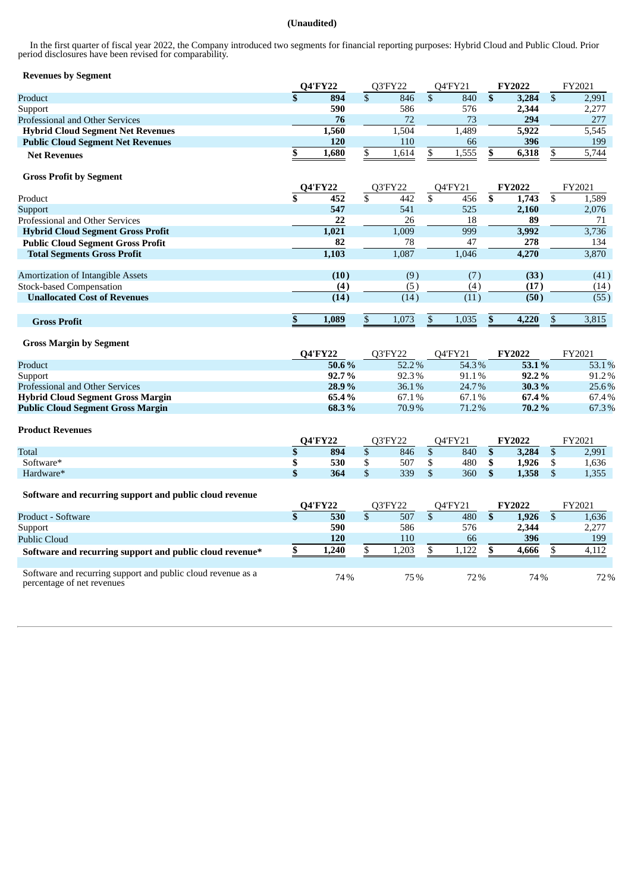**(Unaudited)**

In the first quarter of fiscal year 2022, the Company introduced two segments for financial reporting purposes: Hybrid Cloud and Public Cloud. Prior period disclosures have been revised for comparability.

**Revenues by Segment**

| | Q4'FY22 | Q3'FY22 | Q4'FY21 | FY2022 | FY2021 |
|---|---|---|---|---|---|
| Product | $ 894 | $ 846 | $ 840 | $ 3,284 | $ 2,991 |
| Support | 590 | 586 | 576 | 2,344 | 2,277 |
| Professional and Other Services | 76 | 72 | 73 | 294 | 277 |
| **Hybrid Cloud Segment Net Revenues** | 1,560 | 1,504 | 1,489 | 5,922 | 5,545 |
| **Public Cloud Segment Net Revenues** | 120 | 110 | 66 | 396 | 199 |
| **Net Revenues** | $ 1,680 | $ 1,614 | $ 1,555 | $ 6,318 | $ 5,744 |

**Gross Profit by Segment**

| | Q4'FY22 | Q3'FY22 | Q4'FY21 | FY2022 | FY2021 |
|---|---|---|---|---|---|
| Product | $ 452 | $ 442 | $ 456 | $ 1,743 | $ 1,589 |
| Support | 547 | 541 | 525 | 2,160 | 2,076 |
| Professional and Other Services | 22 | 26 | 18 | 89 | 71 |
| **Hybrid Cloud Segment Gross Profit** | 1,021 | 1,009 | 999 | 3,992 | 3,736 |
| **Public Cloud Segment Gross Profit** | 82 | 78 | 47 | 278 | 134 |
| **Total Segments Gross Profit** | 1,103 | 1,087 | 1,046 | 4,270 | 3,870 |
| | | | | | |
| Amortization of Intangible Assets | (10) | (9) | (7) | (33) | (41) |
| Stock-based Compensation | (4) | (5) | (4) | (17) | (14) |
| **Unallocated Cost of Revenues** | (14) | (14) | (11) | (50) | (55) |
| | | | | | |
| **Gross Profit** | $ 1,089 | $ 1,073 | $ 1,035 | $ 4,220 | $ 3,815 |

**Gross Margin by Segment**

| | Q4'FY22 | Q3'FY22 | Q4'FY21 | FY2022 | FY2021 |
|---|---|---|---|---|---|
| Product | 50.6 % | 52.2 % | 54.3 % | 53.1 % | 53.1 % |
| Support | 92.7 % | 92.3 % | 91.1 % | 92.2 % | 91.2 % |
| Professional and Other Services | 28.9 % | 36.1 % | 24.7 % | 30.3 % | 25.6 % |
| **Hybrid Cloud Segment Gross Margin** | 65.4 % | 67.1 % | 67.1 % | 67.4 % | 67.4 % |
| **Public Cloud Segment Gross Margin** | 68.3 % | 70.9 % | 71.2 % | 70.2 % | 67.3 % |

**Product Revenues**

| | Q4'FY22 | Q3'FY22 | Q4'FY21 | FY2022 | FY2021 |
|---|---|---|---|---|---|
| Total | $ 894 | $ 846 | $ 840 | $ 3,284 | $ 2,991 |
| Software* | $ 530 | $ 507 | $ 480 | $ 1,926 | $ 1,636 |
| Hardware* | $ 364 | $ 339 | $ 360 | $ 1,358 | $ 1,355 |

**Software and recurring support and public cloud revenue**

| | Q4'FY22 | Q3'FY22 | Q4'FY21 | FY2022 | FY2021 |
|---|---|---|---|---|---|
| Product - Software | $ 530 | $ 507 | $ 480 | $ 1,926 | $ 1,636 |
| Support | 590 | 586 | 576 | 2,344 | 2,277 |
| Public Cloud | 120 | 110 | 66 | 396 | 199 |
| **Software and recurring support and public cloud revenue*** | $ 1,240 | $ 1,203 | $ 1,122 | $ 4,666 | $ 4,112 |
| | | | | | |
| Software and recurring support and public cloud revenue as a percentage of net revenues | 74 % | 75 % | 72 % | 74 % | 72 % |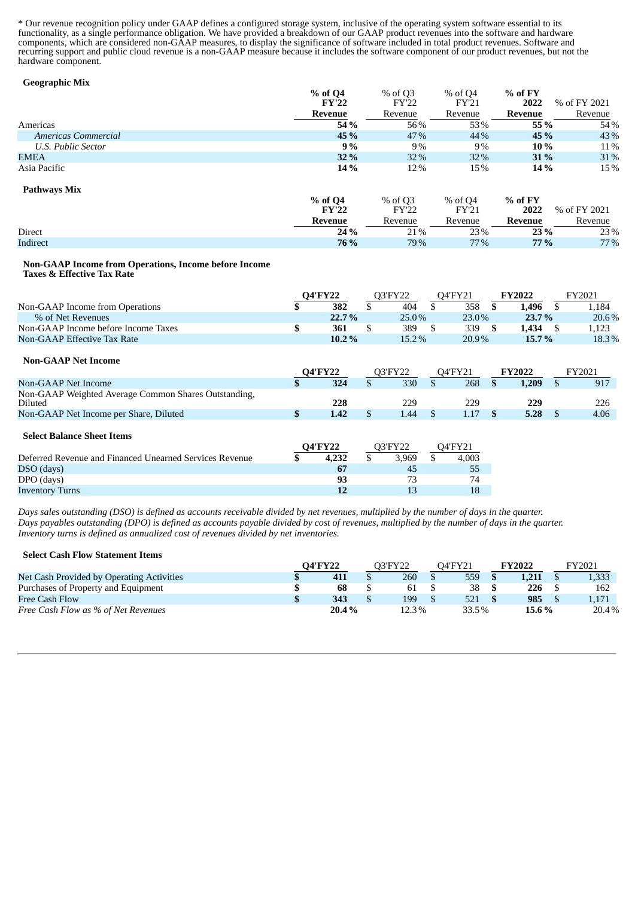* Our revenue recognition policy under GAAP defines a configured storage system, inclusive of the operating system software essential to its functionality, as a single performance obligation. We have provided a breakdown of our GAAP product revenues into the software and hardware components, which are considered non-GAAP measures, to display the significance of software included in total product revenues. Software and recurring support and public cloud revenue is a non-GAAP measure because it includes the software component of our product revenues, but not the hardware component.

**Geographic Mix**

| | **% of Q4 FY'22 Revenue** | % of Q3 FY'22 Revenue | % of Q4 FY'21 Revenue | **% of FY 2022 Revenue** | % of FY 2021 Revenue |
|---|---|---|---|---|---|
| Americas | **54 %** | 56% | 53% | **55 %** | 54% |
| *Americas Commercial* | **45 %** | 47% | 44% | **45 %** | 43% |
| *U.S. Public Sector* | **9 %** | 9% | 9% | **10 %** | 11% |
| EMEA | **32 %** | 32% | 32% | **31 %** | 31% |
| Asia Pacific | **14 %** | 12% | 15% | **14 %** | 15% |

**Pathways Mix**

| | **% of Q4 FY'22 Revenue** | % of Q3 FY'22 Revenue | % of Q4 FY'21 Revenue | **% of FY 2022 Revenue** | % of FY 2021 Revenue |
|---|---|---|---|---|---|
| Direct | **24 %** | 21% | 23% | **23 %** | 23% |
| Indirect | **76 %** | 79% | 77% | **77 %** | 77% |

**Non-GAAP Income from Operations, Income before Income Taxes & Effective Tax Rate**

| | **Q4'FY22** | Q3'FY22 | Q4'FY21 | **FY2022** | FY2021 |
|---|---|---|---|---|---|
| Non-GAAP Income from Operations | **$ 382** | $ 404 | $ 358 | **$ 1,496** | $ 1,184 |
| % of Net Revenues | **22.7 %** | 25.0% | 23.0% | **23.7 %** | 20.6% |
| Non-GAAP Income before Income Taxes | **$ 361** | $ 389 | $ 339 | **$ 1,434** | $ 1,123 |
| Non-GAAP Effective Tax Rate | **10.2 %** | 15.2% | 20.9% | **15.7 %** | 18.3% |

**Non-GAAP Net Income**

| | **Q4'FY22** | Q3'FY22 | Q4'FY21 | **FY2022** | FY2021 |
|---|---|---|---|---|---|
| Non-GAAP Net Income | **$ 324** | $ 330 | $ 268 | **$ 1,209** | $ 917 |
| Non-GAAP Weighted Average Common Shares Outstanding, Diluted | **228** | 229 | 229 | **229** | 226 |
| Non-GAAP Net Income per Share, Diluted | **$ 1.42** | $ 1.44 | $ 1.17 | **$ 5.28** | $ 4.06 |

**Select Balance Sheet Items**

| | **Q4'FY22** | Q3'FY22 | Q4'FY21 |
|---|---|---|---|
| Deferred Revenue and Financed Unearned Services Revenue | **$ 4,232** | $ 3,969 | $ 4,003 |
| DSO (days) | **67** | 45 | 55 |
| DPO (days) | **93** | 73 | 74 |
| Inventory Turns | **12** | 13 | 18 |

*Days sales outstanding (DSO) is defined as accounts receivable divided by net revenues, multiplied by the number of days in the quarter.*
*Days payables outstanding (DPO) is defined as accounts payable divided by cost of revenues, multiplied by the number of days in the quarter.*
*Inventory turns is defined as annualized cost of revenues divided by net inventories.*

**Select Cash Flow Statement Items**

| | **Q4'FY22** | Q3'FY22 | Q4'FY21 | **FY2022** | FY2021 |
|---|---|---|---|---|---|
| Net Cash Provided by Operating Activities | **$ 411** | $ 260 | $ 559 | **$ 1,211** | $ 1,333 |
| Purchases of Property and Equipment | **$ 68** | $ 61 | $ 38 | **$ 226** | $ 162 |
| Free Cash Flow | **$ 343** | $ 199 | $ 521 | **$ 985** | $ 1,171 |
| *Free Cash Flow as % of Net Revenues* | **20.4 %** | 12.3% | 33.5% | **15.6 %** | 20.4% |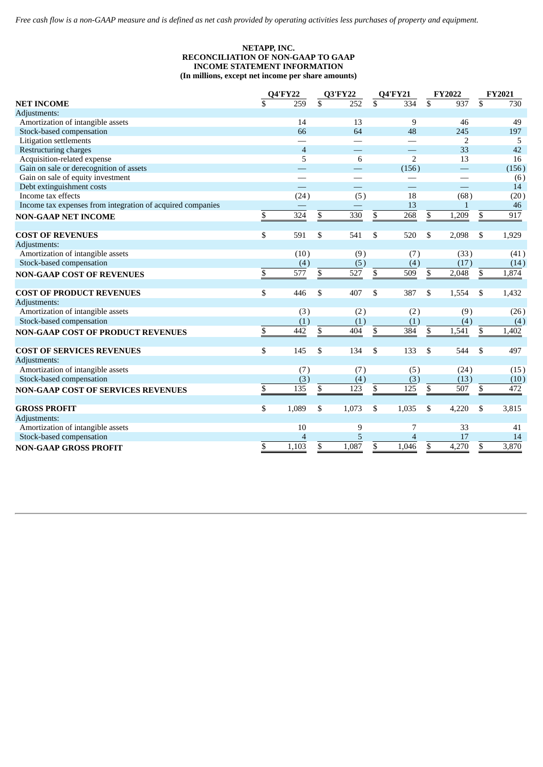*Free cash flow is a non-GAAP measure and is defined as net cash provided by operating activities less purchases of property and equipment.*

**NETAPP, INC.**
**RECONCILIATION OF NON-GAAP TO GAAP**
**INCOME STATEMENT INFORMATION**
**(In millions, except net income per share amounts)**

| | Q4'FY22 | Q3'FY22 | Q4'FY21 | FY2022 | FY2021 |
|---|---|---|---|---|---|
| **NET INCOME** | $ 259 | $ 252 | $ 334 | $ 937 | $ 730 |
| Adjustments: | | | | | |
| Amortization of intangible assets | 14 | 13 | 9 | 46 | 49 |
| Stock-based compensation | 66 | 64 | 48 | 245 | 197 |
| Litigation settlements | — | — | — | 2 | 5 |
| Restructuring charges | 4 | — | — | 33 | 42 |
| Acquisition-related expense | 5 | 6 | 2 | 13 | 16 |
| Gain on sale or derecognition of assets | — | — | (156) | — | (156) |
| Gain on sale of equity investment | — | — | — | — | (6) |
| Debt extinguishment costs | — | — | — | — | 14 |
| Income tax effects | (24) | (5) | 18 | (68) | (20) |
| Income tax expenses from integration of acquired companies | — | — | 13 | 1 | 46 |
| **NON-GAAP NET INCOME** | $ 324 | $ 330 | $ 268 | $ 1,209 | $ 917 |
| | | | | | |
| **COST OF REVENUES** | $ 591 | $ 541 | $ 520 | $ 2,098 | $ 1,929 |
| Adjustments: | | | | | |
| Amortization of intangible assets | (10) | (9) | (7) | (33) | (41) |
| Stock-based compensation | (4) | (5) | (4) | (17) | (14) |
| **NON-GAAP COST OF REVENUES** | $ 577 | $ 527 | $ 509 | $ 2,048 | $ 1,874 |
| | | | | | |
| **COST OF PRODUCT REVENUES** | $ 446 | $ 407 | $ 387 | $ 1,554 | $ 1,432 |
| Adjustments: | | | | | |
| Amortization of intangible assets | (3) | (2) | (2) | (9) | (26) |
| Stock-based compensation | (1) | (1) | (1) | (4) | (4) |
| **NON-GAAP COST OF PRODUCT REVENUES** | $ 442 | $ 404 | $ 384 | $ 1,541 | $ 1,402 |
| | | | | | |
| **COST OF SERVICES REVENUES** | $ 145 | $ 134 | $ 133 | $ 544 | $ 497 |
| Adjustments: | | | | | |
| Amortization of intangible assets | (7) | (7) | (5) | (24) | (15) |
| Stock-based compensation | (3) | (4) | (3) | (13) | (10) |
| **NON-GAAP COST OF SERVICES REVENUES** | $ 135 | $ 123 | $ 125 | $ 507 | $ 472 |
| | | | | | |
| **GROSS PROFIT** | $ 1,089 | $ 1,073 | $ 1,035 | $ 4,220 | $ 3,815 |
| Adjustments: | | | | | |
| Amortization of intangible assets | 10 | 9 | 7 | 33 | 41 |
| Stock-based compensation | 4 | 5 | 4 | 17 | 14 |
| **NON-GAAP GROSS PROFIT** | $ 1,103 | $ 1,087 | $ 1,046 | $ 4,270 | $ 3,870 |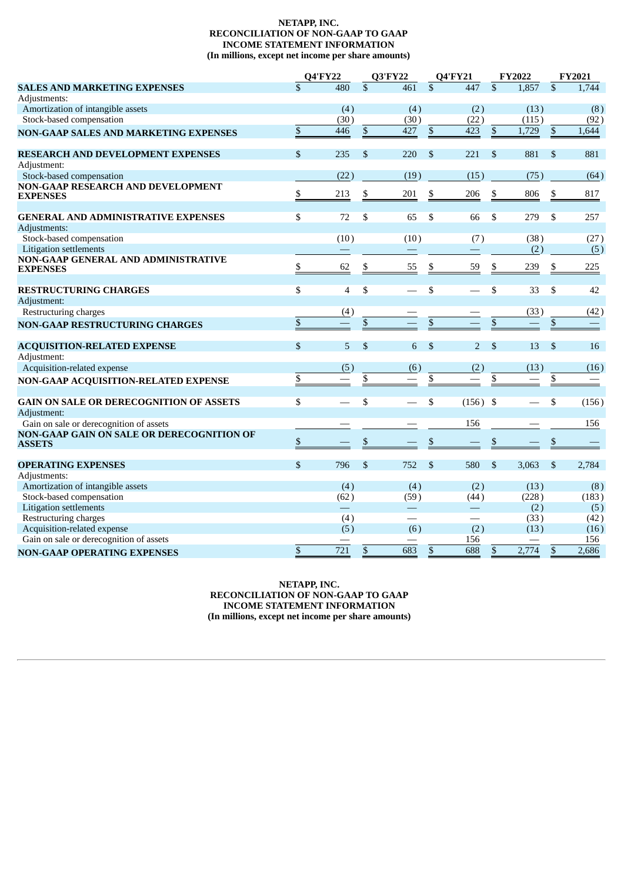**NETAPP, INC.**
**RECONCILIATION OF NON-GAAP TO GAAP**
**INCOME STATEMENT INFORMATION**
**(In millions, except net income per share amounts)**

| | Q4'FY22 | Q3'FY22 | Q4'FY21 | FY2022 | FY2021 |
|---|---|---|---|---|---|
| **SALES AND MARKETING EXPENSES** | $ 480 | $ 461 | $ 447 | $ 1,857 | $ 1,744 |
| Adjustments: | | | | | |
| Amortization of intangible assets | (4) | (4) | (2) | (13) | (8) |
| Stock-based compensation | (30) | (30) | (22) | (115) | (92) |
| **NON-GAAP SALES AND MARKETING EXPENSES** | $ 446 | $ 427 | $ 423 | $ 1,729 | $ 1,644 |
| | | | | | |
| **RESEARCH AND DEVELOPMENT EXPENSES** | $ 235 | $ 220 | $ 221 | $ 881 | $ 881 |
| Adjustment: | | | | | |
| Stock-based compensation | (22) | (19) | (15) | (75) | (64) |
| **NON-GAAP RESEARCH AND DEVELOPMENT EXPENSES** | $ 213 | $ 201 | $ 206 | $ 806 | $ 817 |
| | | | | | |
| **GENERAL AND ADMINISTRATIVE EXPENSES** | $ 72 | $ 65 | $ 66 | $ 279 | $ 257 |
| Adjustments: | | | | | |
| Stock-based compensation | (10) | (10) | (7) | (38) | (27) |
| Litigation settlements | — | — | — | (2) | (5) |
| **NON-GAAP GENERAL AND ADMINISTRATIVE EXPENSES** | $ 62 | $ 55 | $ 59 | $ 239 | $ 225 |
| | | | | | |
| **RESTRUCTURING CHARGES** | $ 4 | $ — | $ — | $ 33 | $ 42 |
| Adjustment: | | | | | |
| Restructuring charges | (4) | — | — | (33) | (42) |
| **NON-GAAP RESTRUCTURING CHARGES** | $ — | $ — | $ — | $ — | $ — |
| | | | | | |
| **ACQUISITION-RELATED EXPENSE** | $ 5 | $ 6 | $ 2 | $ 13 | $ 16 |
| Adjustment: | | | | | |
| Acquisition-related expense | (5) | (6) | (2) | (13) | (16) |
| **NON-GAAP ACQUISITION-RELATED EXPENSE** | $ — | $ — | $ — | $ — | $ — |
| | | | | | |
| **GAIN ON SALE OR DERECOGNITION OF ASSETS** | $ — | $ — | $ (156) | $ — | $ (156) |
| Adjustment: | | | | | |
| Gain on sale or derecognition of assets | — | — | 156 | — | 156 |
| **NON-GAAP GAIN ON SALE OR DERECOGNITION OF ASSETS** | $ — | $ — | $ — | $ — | $ — |
| | | | | | |
| **OPERATING EXPENSES** | $ 796 | $ 752 | $ 580 | $ 3,063 | $ 2,784 |
| Adjustments: | | | | | |
| Amortization of intangible assets | (4) | (4) | (2) | (13) | (8) |
| Stock-based compensation | (62) | (59) | (44) | (228) | (183) |
| Litigation settlements | — | — | — | (2) | (5) |
| Restructuring charges | (4) | — | — | (33) | (42) |
| Acquisition-related expense | (5) | (6) | (2) | (13) | (16) |
| Gain on sale or derecognition of assets | — | — | 156 | — | 156 |
| **NON-GAAP OPERATING EXPENSES** | $ 721 | $ 683 | $ 688 | $ 2,774 | $ 2,686 |

**NETAPP, INC.**
**RECONCILIATION OF NON-GAAP TO GAAP**
**INCOME STATEMENT INFORMATION**
**(In millions, except net income per share amounts)**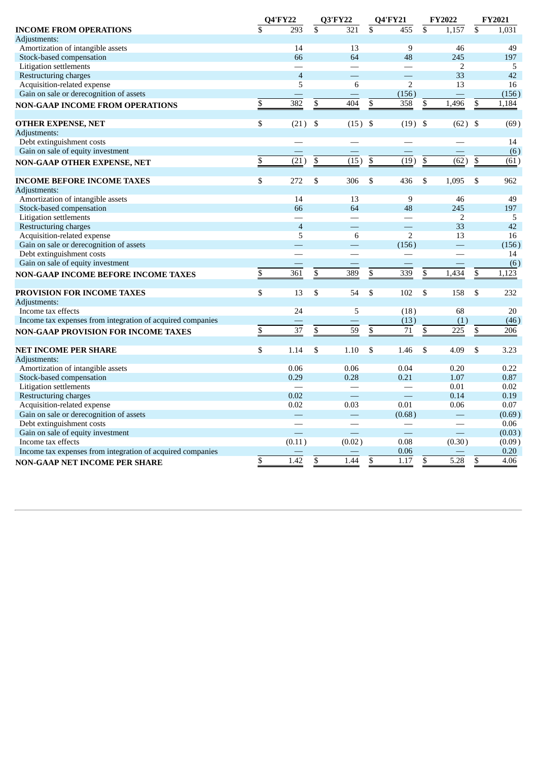| | Q4'FY22 | Q3'FY22 | Q4'FY21 | FY2022 | FY2021 |
|---|---|---|---|---|---|
| **INCOME FROM OPERATIONS** | $ 293 | $ 321 | $ 455 | $ 1,157 | $ 1,031 |
| Adjustments: | | | | | |
| Amortization of intangible assets | 14 | 13 | 9 | 46 | 49 |
| Stock-based compensation | 66 | 64 | 48 | 245 | 197 |
| Litigation settlements | — | — | — | 2 | 5 |
| Restructuring charges | 4 | — | — | 33 | 42 |
| Acquisition-related expense | 5 | 6 | 2 | 13 | 16 |
| Gain on sale or derecognition of assets | — | — | (156) | — | (156) |
| **NON-GAAP INCOME FROM OPERATIONS** | $ 382 | $ 404 | $ 358 | $ 1,496 | $ 1,184 |
| | | | | | |
| **OTHER EXPENSE, NET** | $ (21) | $ (15) | $ (19) | $ (62) | $ (69) |
| Adjustments: | | | | | |
| Debt extinguishment costs | — | — | — | — | 14 |
| Gain on sale of equity investment | — | — | — | — | (6) |
| **NON-GAAP OTHER EXPENSE, NET** | $ (21) | $ (15) | $ (19) | $ (62) | $ (61) |
| | | | | | |
| **INCOME BEFORE INCOME TAXES** | $ 272 | $ 306 | $ 436 | $ 1,095 | $ 962 |
| Adjustments: | | | | | |
| Amortization of intangible assets | 14 | 13 | 9 | 46 | 49 |
| Stock-based compensation | 66 | 64 | 48 | 245 | 197 |
| Litigation settlements | — | — | — | 2 | 5 |
| Restructuring charges | 4 | — | — | 33 | 42 |
| Acquisition-related expense | 5 | 6 | 2 | 13 | 16 |
| Gain on sale or derecognition of assets | — | — | (156) | — | (156) |
| Debt extinguishment costs | — | — | — | — | 14 |
| Gain on sale of equity investment | — | — | — | — | (6) |
| **NON-GAAP INCOME BEFORE INCOME TAXES** | $ 361 | $ 389 | $ 339 | $ 1,434 | $ 1,123 |
| | | | | | |
| **PROVISION FOR INCOME TAXES** | $ 13 | $ 54 | $ 102 | $ 158 | $ 232 |
| Adjustments: | | | | | |
| Income tax effects | 24 | 5 | (18) | 68 | 20 |
| Income tax expenses from integration of acquired companies | — | — | (13) | (1) | (46) |
| **NON-GAAP PROVISION FOR INCOME TAXES** | $ 37 | $ 59 | $ 71 | $ 225 | $ 206 |
| | | | | | |
| **NET INCOME PER SHARE** | $ 1.14 | $ 1.10 | $ 1.46 | $ 4.09 | $ 3.23 |
| Adjustments: | | | | | |
| Amortization of intangible assets | 0.06 | 0.06 | 0.04 | 0.20 | 0.22 |
| Stock-based compensation | 0.29 | 0.28 | 0.21 | 1.07 | 0.87 |
| Litigation settlements | — | — | — | 0.01 | 0.02 |
| Restructuring charges | 0.02 | — | — | 0.14 | 0.19 |
| Acquisition-related expense | 0.02 | 0.03 | 0.01 | 0.06 | 0.07 |
| Gain on sale or derecognition of assets | — | — | (0.68) | — | (0.69) |
| Debt extinguishment costs | — | — | — | — | 0.06 |
| Gain on sale of equity investment | — | — | — | — | (0.03) |
| Income tax effects | (0.11) | (0.02) | 0.08 | (0.30) | (0.09) |
| Income tax expenses from integration of acquired companies | — | — | 0.06 | — | 0.20 |
| **NON-GAAP NET INCOME PER SHARE** | $ 1.42 | $ 1.44 | $ 1.17 | $ 5.28 | $ 4.06 |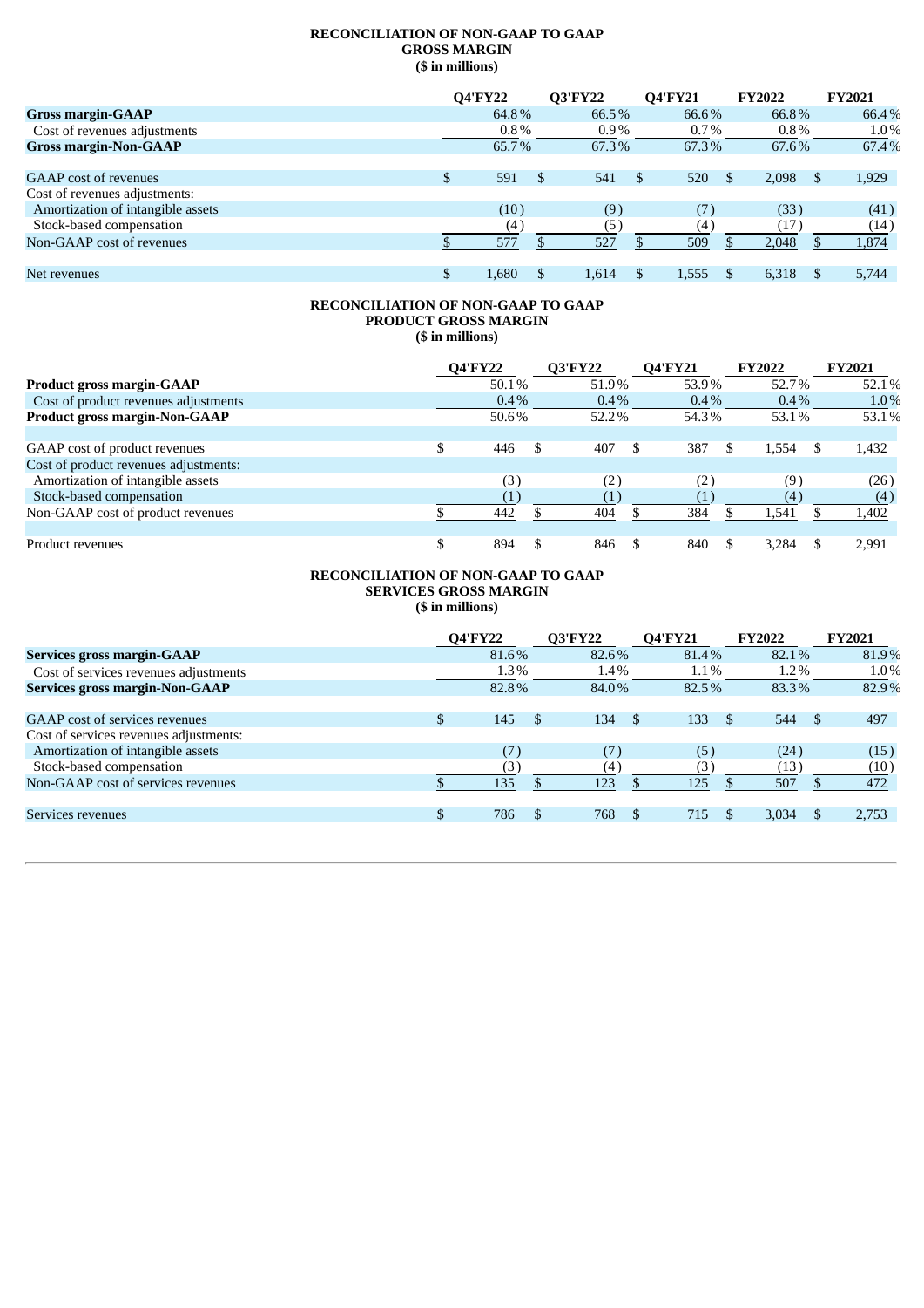**RECONCILIATION OF NON-GAAP TO GAAP**
**GROSS MARGIN**
**($ in millions)**

| | Q4'FY22 | Q3'FY22 | Q4'FY21 | FY2022 | FY2021 |
|---|---|---|---|---|---|
| **Gross margin-GAAP** | 64.8% | 66.5% | 66.6% | 66.8% | 66.4% |
| Cost of revenues adjustments | 0.8% | 0.9% | 0.7% | 0.8% | 1.0% |
| **Gross margin-Non-GAAP** | 65.7% | 67.3% | 67.3% | 67.6% | 67.4% |
| | | | | | |
| GAAP cost of revenues | $ 591 | $ 541 | $ 520 | $ 2,098 | $ 1,929 |
| Cost of revenues adjustments: | | | | | |
| Amortization of intangible assets | (10) | (9) | (7) | (33) | (41) |
| Stock-based compensation | (4) | (5) | (4) | (17) | (14) |
| Non-GAAP cost of revenues | $ 577 | $ 527 | $ 509 | $ 2,048 | $ 1,874 |
| | | | | | |
| Net revenues | $ 1,680 | $ 1,614 | $ 1,555 | $ 6,318 | $ 5,744 |

**RECONCILIATION OF NON-GAAP TO GAAP**
**PRODUCT GROSS MARGIN**
**($ in millions)**

| | Q4'FY22 | Q3'FY22 | Q4'FY21 | FY2022 | FY2021 |
|---|---|---|---|---|---|
| **Product gross margin-GAAP** | 50.1% | 51.9% | 53.9% | 52.7% | 52.1% |
| Cost of product revenues adjustments | 0.4% | 0.4% | 0.4% | 0.4% | 1.0% |
| **Product gross margin-Non-GAAP** | 50.6% | 52.2% | 54.3% | 53.1% | 53.1% |
| | | | | | |
| GAAP cost of product revenues | $ 446 | $ 407 | $ 387 | $ 1,554 | $ 1,432 |
| Cost of product revenues adjustments: | | | | | |
| Amortization of intangible assets | (3) | (2) | (2) | (9) | (26) |
| Stock-based compensation | (1) | (1) | (1) | (4) | (4) |
| Non-GAAP cost of product revenues | $ 442 | $ 404 | $ 384 | $ 1,541 | $ 1,402 |
| | | | | | |
| Product revenues | $ 894 | $ 846 | $ 840 | $ 3,284 | $ 2,991 |

**RECONCILIATION OF NON-GAAP TO GAAP**
**SERVICES GROSS MARGIN**
**($ in millions)**

| | Q4'FY22 | Q3'FY22 | Q4'FY21 | FY2022 | FY2021 |
|---|---|---|---|---|---|
| **Services gross margin-GAAP** | 81.6% | 82.6% | 81.4% | 82.1% | 81.9% |
| Cost of services revenues adjustments | 1.3% | 1.4% | 1.1% | 1.2% | 1.0% |
| **Services gross margin-Non-GAAP** | 82.8% | 84.0% | 82.5% | 83.3% | 82.9% |
| | | | | | |
| GAAP cost of services revenues | $ 145 | $ 134 | $ 133 | $ 544 | $ 497 |
| Cost of services revenues adjustments: | | | | | |
| Amortization of intangible assets | (7) | (7) | (5) | (24) | (15) |
| Stock-based compensation | (3) | (4) | (3) | (13) | (10) |
| Non-GAAP cost of services revenues | $ 135 | $ 123 | $ 125 | $ 507 | $ 472 |
| | | | | | |
| Services revenues | $ 786 | $ 768 | $ 715 | $ 3,034 | $ 2,753 |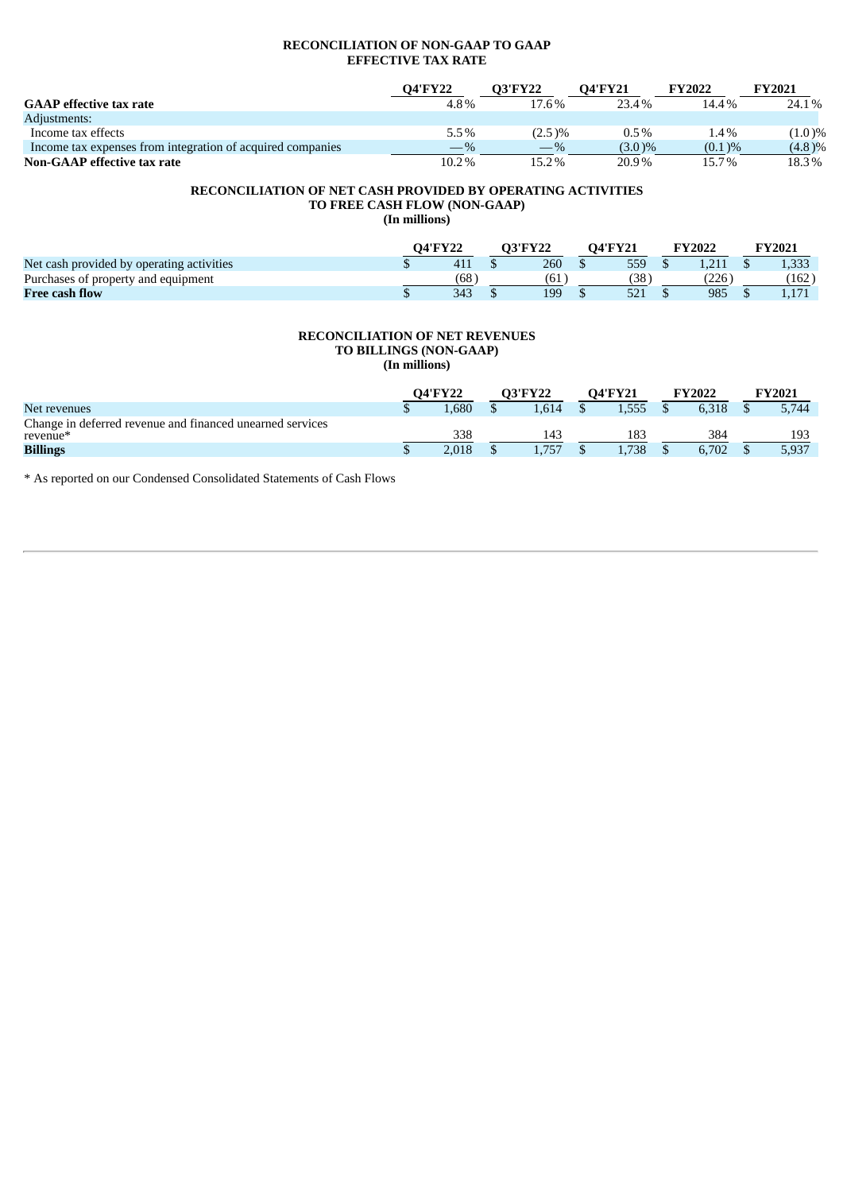### RECONCILIATION OF NON-GAAP TO GAAP EFFECTIVE TAX RATE

| | Q4'FY22 | Q3'FY22 | Q4'FY21 | FY2022 | FY2021 |
|---|---|---|---|---|---|
| **GAAP effective tax rate** | 4.8 % | 17.6 % | 23.4 % | 14.4 % | 24.1 % |
| Adjustments: | | | | | |
| Income tax effects | 5.5 % | (2.5 )% | 0.5 % | 1.4 % | (1.0 )% |
| Income tax expenses from integration of acquired companies | — % | — % | (3.0 )% | (0.1 )% | (4.8 )% |
| **Non-GAAP effective tax rate** | 10.2 % | 15.2 % | 20.9 % | 15.7 % | 18.3 % |

### RECONCILIATION OF NET CASH PROVIDED BY OPERATING ACTIVITIES TO FREE CASH FLOW (NON-GAAP)
**(In millions)**

| | Q4'FY22 | Q3'FY22 | Q4'FY21 | FY2022 | FY2021 |
|---|---|---|---|---|---|
| Net cash provided by operating activities | $ 411 | $ 260 | $ 559 | $ 1,211 | $ 1,333 |
| Purchases of property and equipment | (68 ) | (61 ) | (38 ) | (226 ) | (162 ) |
| **Free cash flow** | $ 343 | $ 199 | $ 521 | $ 985 | $ 1,171 |

### RECONCILIATION OF NET REVENUES TO BILLINGS (NON-GAAP)
**(In millions)**

| | Q4'FY22 | Q3'FY22 | Q4'FY21 | FY2022 | FY2021 |
|---|---|---|---|---|---|
| Net revenues | $ 1,680 | $ 1,614 | $ 1,555 | $ 6,318 | $ 5,744 |
| Change in deferred revenue and financed unearned services revenue* | 338 | 143 | 183 | 384 | 193 |
| **Billings** | $ 2,018 | $ 1,757 | $ 1,738 | $ 6,702 | $ 5,937 |

* As reported on our Condensed Consolidated Statements of Cash Flows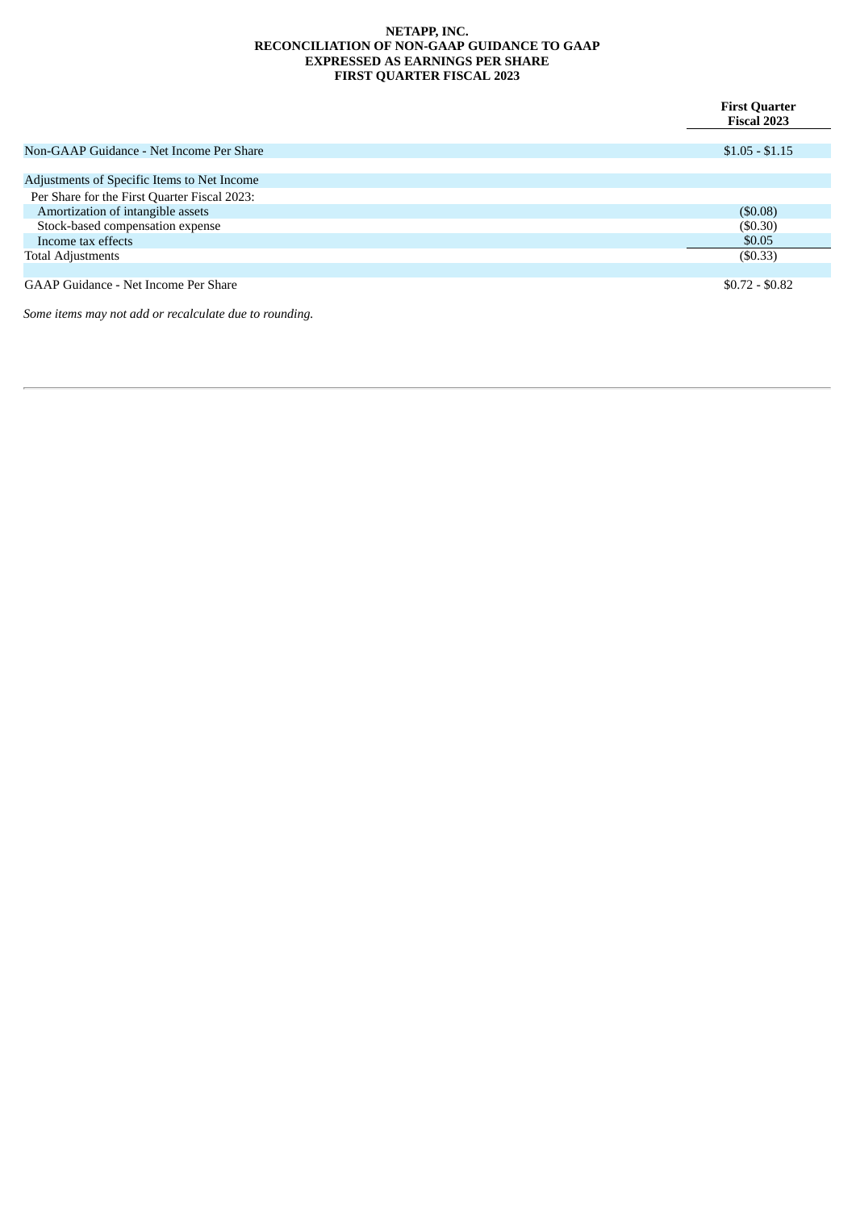**NETAPP, INC.**
**RECONCILIATION OF NON-GAAP GUIDANCE TO GAAP**
**EXPRESSED AS EARNINGS PER SHARE**
**FIRST QUARTER FISCAL 2023**

| | First Quarter Fiscal 2023 |
|---|---|
| Non-GAAP Guidance - Net Income Per Share | $1.05 - $1.15 |
| | |
| Adjustments of Specific Items to Net Income | |
| Per Share for the First Quarter Fiscal 2023: | |
| Amortization of intangible assets | ($0.08) |
| Stock-based compensation expense | ($0.30) |
| Income tax effects | $0.05 |
| Total Adjustments | ($0.33) |
| | |
| GAAP Guidance - Net Income Per Share | $0.72 - $0.82 |

*Some items may not add or recalculate due to rounding.*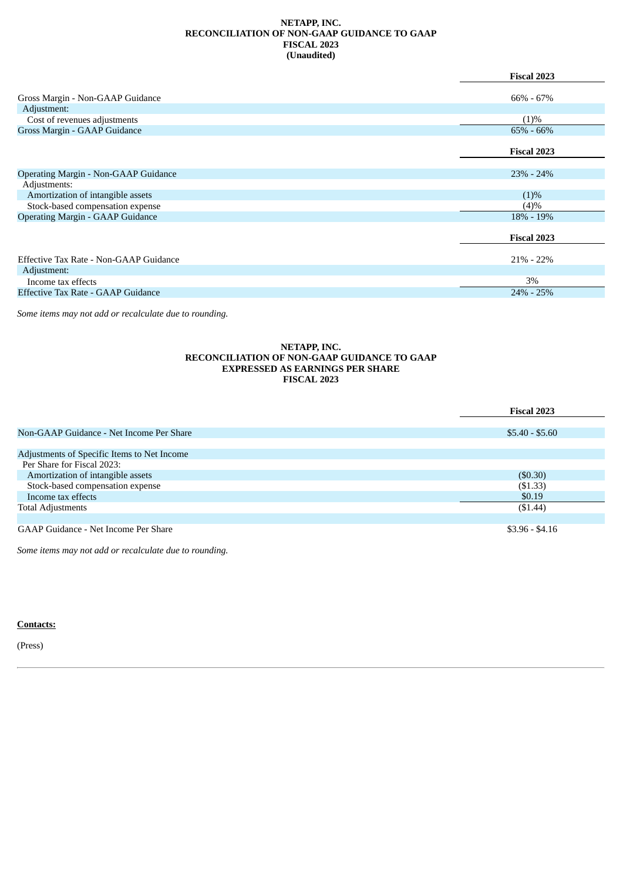**NETAPP, INC.**
**RECONCILIATION OF NON-GAAP GUIDANCE TO GAAP**
**FISCAL 2023**
**(Unaudited)**

| | Fiscal 2023 |
|---|---|
| Gross Margin - Non-GAAP Guidance | 66% - 67% |
| Adjustment: | |
| Cost of revenues adjustments | (1)% |
| Gross Margin - GAAP Guidance | 65% - 66% |

| | Fiscal 2023 |
|---|---|
| Operating Margin - Non-GAAP Guidance | 23% - 24% |
| Adjustments: | |
| Amortization of intangible assets | (1)% |
| Stock-based compensation expense | (4)% |
| Operating Margin - GAAP Guidance | 18% - 19% |

| | Fiscal 2023 |
|---|---|
| Effective Tax Rate - Non-GAAP Guidance | 21% - 22% |
| Adjustment: | |
| Income tax effects | 3% |
| Effective Tax Rate - GAAP Guidance | 24% - 25% |

*Some items may not add or recalculate due to rounding.*

**NETAPP, INC.**
**RECONCILIATION OF NON-GAAP GUIDANCE TO GAAP**
**EXPRESSED AS EARNINGS PER SHARE**
**FISCAL 2023**

| | Fiscal 2023 |
|---|---|
| Non-GAAP Guidance - Net Income Per Share | $5.40 - $5.60 |
| | |
| Adjustments of Specific Items to Net Income Per Share for Fiscal 2023: | |
| Amortization of intangible assets | ($0.30) |
| Stock-based compensation expense | ($1.33) |
| Income tax effects | $0.19 |
| Total Adjustments | ($1.44) |
| | |
| GAAP Guidance - Net Income Per Share | $3.96 - $4.16 |

*Some items may not add or recalculate due to rounding.*

**Contacts:**

(Press)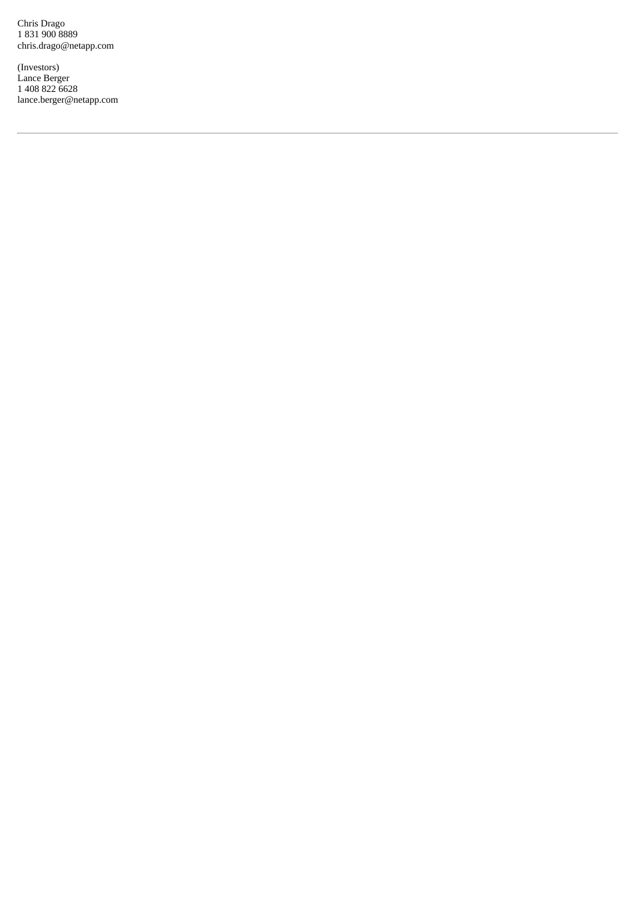Chris Drago
1 831 900 8889
chris.drago@netapp.com

(Investors)
Lance Berger
1 408 822 6628
lance.berger@netapp.com

---